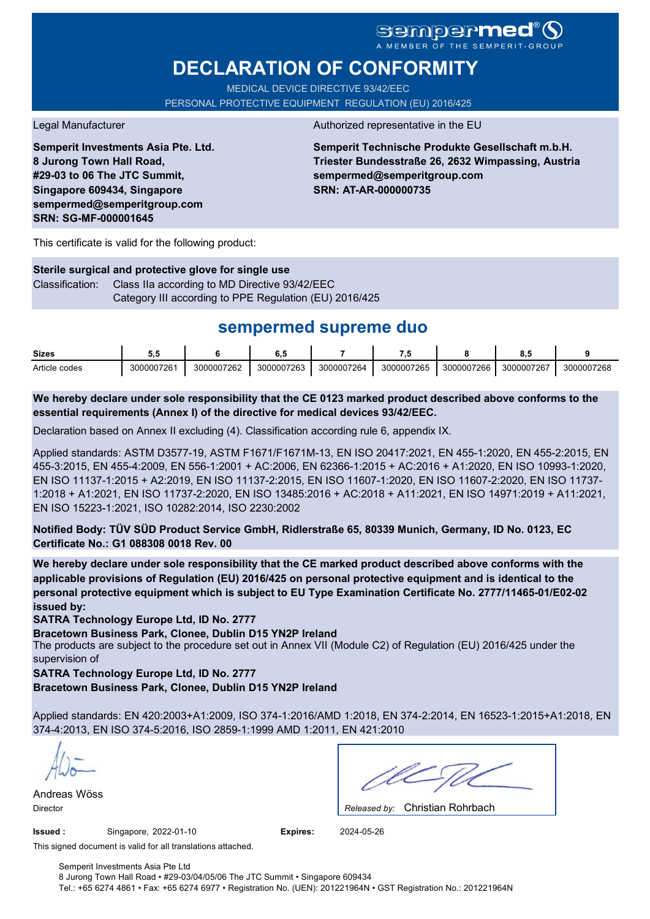sempermed®

A MEMBER OF THE SEMPERIT-GROUP

# DECLARATION OF CONFORMITY

MEDICAL DEVICE DIRECTIVE 93/42/EEC

PERSONAL PROTECTIVE EQUIPMENT REGULATION (EU) 2016/425

Legal Manufacturer

**Semperit Investments Asia Pte. Ltd.**
**8 Jurong Town Hall Road,**
**#29-03 to 06 The JTC Summit,**
**Singapore 609434, Singapore**
**sempermed@semperitgroup.com**
**SRN: SG-MF-000001645**

Authorized representative in the EU

**Semperit Technische Produkte Gesellschaft m.b.H.**
**Triester Bundesstraße 26, 2632 Wimpassing, Austria**
**sempermed@semperitgroup.com**
**SRN: AT-AR-000000735**

This certificate is valid for the following product:

**Sterile surgical and protective glove for single use**

Classification: Class IIa according to MD Directive 93/42/EEC
Category III according to PPE Regulation (EU) 2016/425

## sempermed supreme duo

| Sizes | 5,5 | 6 | 6,5 | 7 | 7,5 | 8 | 8,5 | 9 |
|---|---|---|---|---|---|---|---|---|
| Article codes | 3000007261 | 3000007262 | 3000007263 | 3000007264 | 3000007265 | 3000007266 | 3000007267 | 3000007268 |

**We hereby declare under sole responsibility that the CE 0123 marked product described above conforms to the essential requirements (Annex I) of the directive for medical devices 93/42/EEC.**

Declaration based on Annex II excluding (4). Classification according rule 6, appendix IX.

Applied standards: ASTM D3577-19, ASTM F1671/F1671M-13, EN ISO 20417:2021, EN 455-1:2020, EN 455-2:2015, EN 455-3:2015, EN 455-4:2009, EN 556-1:2001 + AC:2006, EN 62366-1:2015 + AC:2016 + A1:2020, EN ISO 10993-1:2020, EN ISO 11137-1:2015 + A2:2019, EN ISO 11137-2:2015, EN ISO 11607-1:2020, EN ISO 11607-2:2020, EN ISO 11737-1:2018 + A1:2021, EN ISO 11737-2:2020, EN ISO 13485:2016 + AC:2018 + A11:2021, EN ISO 14971:2019 + A11:2021, EN ISO 15223-1:2021, ISO 10282:2014, ISO 2230:2002

**Notified Body: TÜV SÜD Product Service GmbH, Ridlerstraße 65, 80339 Munich, Germany, ID No. 0123, EC Certificate No.: G1 088308 0018 Rev. 00**

**We hereby declare under sole responsibility that the CE marked product described above conforms with the applicable provisions of Regulation (EU) 2016/425 on personal protective equipment and is identical to the personal protective equipment which is subject to EU Type Examination Certificate No. 2777/11465-01/E02-02 issued by:**

**SATRA Technology Europe Ltd, ID No. 2777**
**Bracetown Business Park, Clonee, Dublin D15 YN2P Ireland**

The products are subject to the procedure set out in Annex VII (Module C2) of Regulation (EU) 2016/425 under the supervision of

**SATRA Technology Europe Ltd, ID No. 2777**
**Bracetown Business Park, Clonee, Dublin D15 YN2P Ireland**

Applied standards: EN 420:2003+A1:2009, ISO 374-1:2016/AMD 1:2018, EN 374-2:2014, EN 16523-1:2015+A1:2018, EN 374-4:2013, EN ISO 374-5:2016, ISO 2859-1:1999 AMD 1:2011, EN 421:2010

Andreas Wöss
Director

*Released by:* Christian Rohrbach

**Issued :** Singapore, 2022-01-10 **Expires:** 2024-05-26

This signed document is valid for all translations attached.

Semperit Investments Asia Pte Ltd
8 Jurong Town Hall Road • #29-03/04/05/06 The JTC Summit • Singapore 609434
Tel.: +65 6274 4861 • Fax: +65 6274 6977 • Registration No. (UEN): 201221964N • GST Registration No.: 201221964N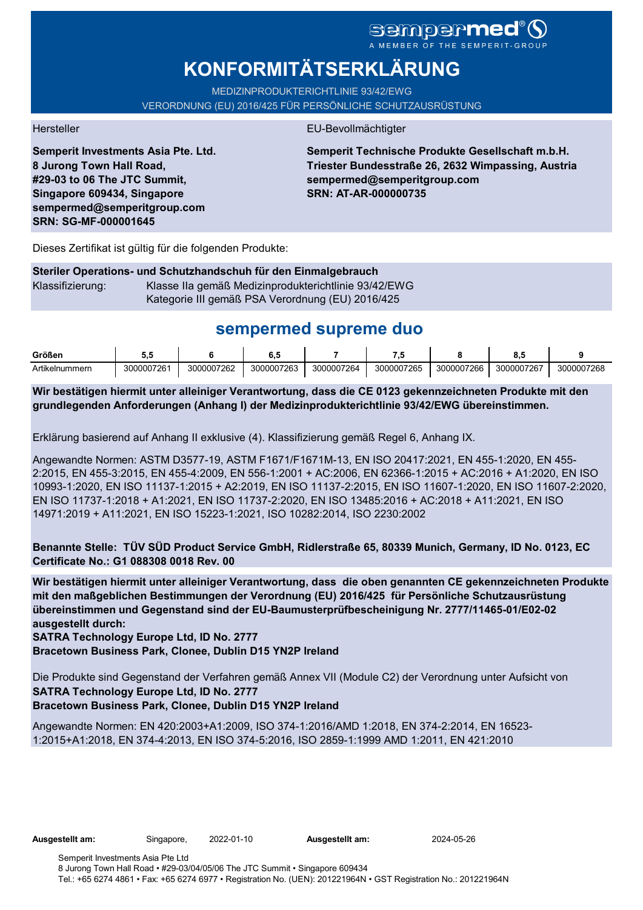sempermed®
A MEMBER OF THE SEMPERIT-GROUP

# KONFORMITÄTSERKLÄRUNG

MEDIZINPRODUKTERICHTLINIE 93/42/EWG
VERORDNUNG (EU) 2016/425 FÜR PERSÖNLICHE SCHUTZAUSRÜSTUNG

Hersteller

**Semperit Investments Asia Pte. Ltd.**
**8 Jurong Town Hall Road,**
**#29-03 to 06 The JTC Summit,**
**Singapore 609434, Singapore**
**sempermed@semperitgroup.com**
**SRN: SG-MF-000001645**

EU-Bevollmächtigter

**Semperit Technische Produkte Gesellschaft m.b.H.**
**Triester Bundesstraße 26, 2632 Wimpassing, Austria**
**sempermed@semperitgroup.com**
**SRN: AT-AR-000000735**

Dieses Zertifikat ist gültig für die folgenden Produkte:

**Steriler Operations- und Schutzhandschuh für den Einmalgebrauch**
Klassifizierung: Klasse IIa gemäß Medizinprodukterichtlinie 93/42/EWG
Kategorie III gemäß PSA Verordnung (EU) 2016/425

## sempermed supreme duo

| Größen | 5,5 | 6 | 6,5 | 7 | 7,5 | 8 | 8,5 | 9 |
|---|---|---|---|---|---|---|---|---|
| Artikelnummern | 3000007261 | 3000007262 | 3000007263 | 3000007264 | 3000007265 | 3000007266 | 3000007267 | 3000007268 |

**Wir bestätigen hiermit unter alleiniger Verantwortung, dass die CE 0123 gekennzeichneten Produkte mit den grundlegenden Anforderungen (Anhang I) der Medizinprodukterichtlinie 93/42/EWG übereinstimmen.**

Erklärung basierend auf Anhang II exklusive (4). Klassifizierung gemäß Regel 6, Anhang IX.

Angewandte Normen: ASTM D3577-19, ASTM F1671/F1671M-13, EN ISO 20417:2021, EN 455-1:2020, EN 455-2:2015, EN 455-3:2015, EN 455-4:2009, EN 556-1:2001 + AC:2006, EN 62366-1:2015 + AC:2016 + A1:2020, EN ISO 10993-1:2020, EN ISO 11137-1:2015 + A2:2019, EN ISO 11137-2:2015, EN ISO 11607-1:2020, EN ISO 11607-2:2020, EN ISO 11737-1:2018 + A1:2021, EN ISO 11737-2:2020, EN ISO 13485:2016 + AC:2018 + A11:2021, EN ISO 14971:2019 + A11:2021, EN ISO 15223-1:2021, ISO 10282:2014, ISO 2230:2002

**Benannte Stelle: TÜV SÜD Product Service GmbH, Ridlerstraße 65, 80339 Munich, Germany, ID No. 0123, EC Certificate No.: G1 088308 0018 Rev. 00**

**Wir bestätigen hiermit unter alleiniger Verantwortung, dass die oben genannten CE gekennzeichneten Produkte mit den maßgeblichen Bestimmungen der Verordnung (EU) 2016/425 für Persönliche Schutzausrüstung übereinstimmen und Gegenstand sind der EU-Baumusterprüfbescheinigung Nr. 2777/11465-01/E02-02 ausgestellt durch:**
**SATRA Technology Europe Ltd, ID No. 2777**
**Bracetown Business Park, Clonee, Dublin D15 YN2P Ireland**

Die Produkte sind Gegenstand der Verfahren gemäß Annex VII (Module C2) der Verordnung unter Aufsicht von
**SATRA Technology Europe Ltd, ID No. 2777**
**Bracetown Business Park, Clonee, Dublin D15 YN2P Ireland**

Angewandte Normen: EN 420:2003+A1:2009, ISO 374-1:2016/AMD 1:2018, EN 374-2:2014, EN 16523-1:2015+A1:2018, EN 374-4:2013, EN ISO 374-5:2016, ISO 2859-1:1999 AMD 1:2011, EN 421:2010

**Ausgestellt am:** Singapore, 2022-01-10 **Ausgestellt am:** 2024-05-26

Semperit Investments Asia Pte Ltd
8 Jurong Town Hall Road • #29-03/04/05/06 The JTC Summit • Singapore 609434
Tel.: +65 6274 4861 • Fax: +65 6274 6977 • Registration No. (UEN): 201221964N • GST Registration No.: 201221964N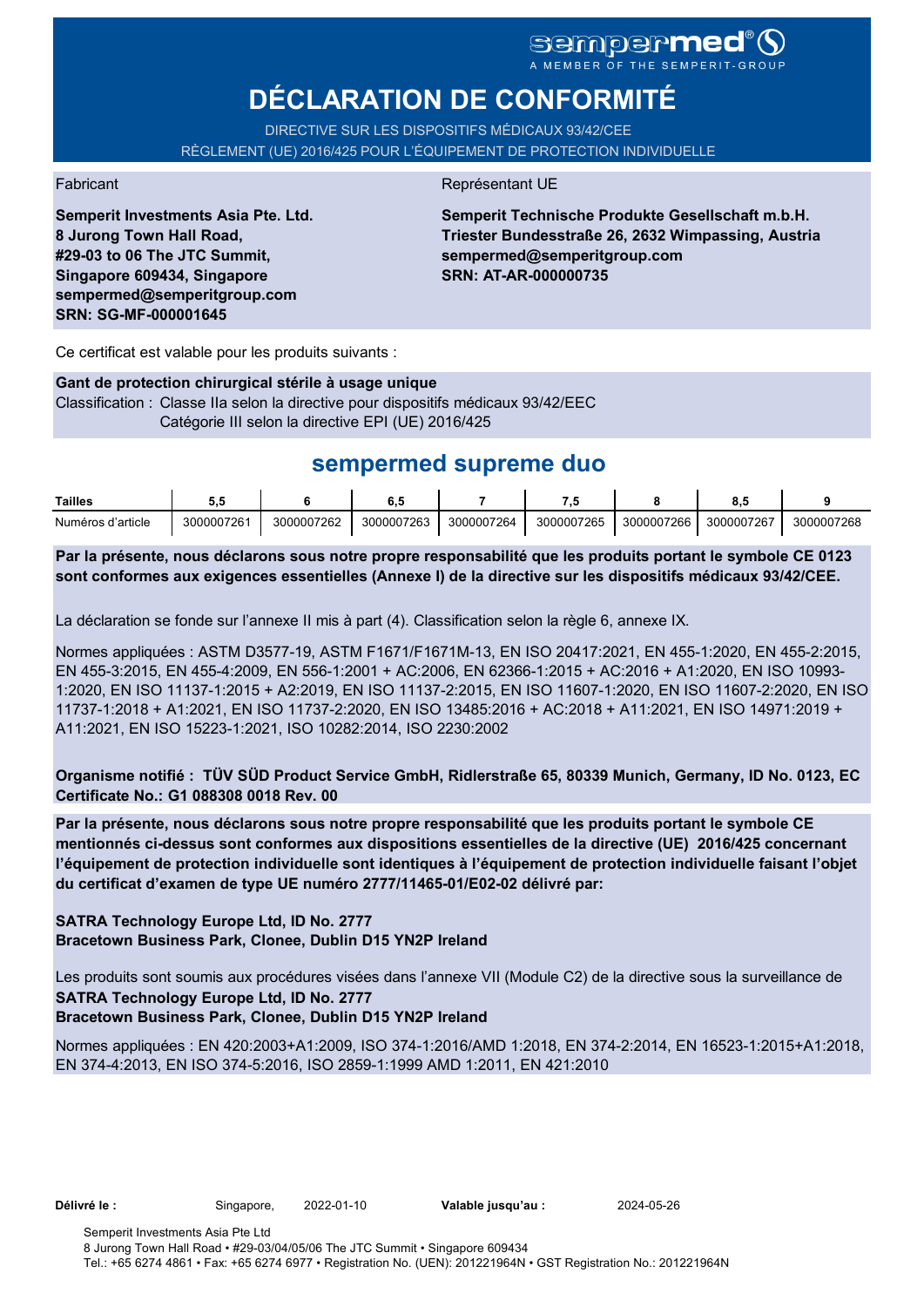sempermed®
A MEMBER OF THE SEMPERIT-GROUP

# DÉCLARATION DE CONFORMITÉ

DIRECTIVE SUR LES DISPOSITIFS MÉDICAUX 93/42/CEE
RÈGLEMENT (UE) 2016/425 POUR L'ÉQUIPEMENT DE PROTECTION INDIVIDUELLE

Fabricant

**Semperit Investments Asia Pte. Ltd.**
**8 Jurong Town Hall Road,**
**#29-03 to 06 The JTC Summit,**
**Singapore 609434, Singapore**
**sempermed@semperitgroup.com**
**SRN: SG-MF-000001645**

Représentant UE

**Semperit Technische Produkte Gesellschaft m.b.H.**
**Triester Bundesstraße 26, 2632 Wimpassing, Austria**
**sempermed@semperitgroup.com**
**SRN: AT-AR-000000735**

Ce certificat est valable pour les produits suivants :

**Gant de protection chirurgical stérile à usage unique**
Classification : Classe IIa selon la directive pour dispositifs médicaux 93/42/EEC
Catégorie III selon la directive EPI (UE) 2016/425

## sempermed supreme duo

| Tailles | 5,5 | 6 | 6,5 | 7 | 7,5 | 8 | 8,5 | 9 |
|---|---|---|---|---|---|---|---|---|
| Numéros d'article | 3000007261 | 3000007262 | 3000007263 | 3000007264 | 3000007265 | 3000007266 | 3000007267 | 3000007268 |

**Par la présente, nous déclarons sous notre propre responsabilité que les produits portant le symbole CE 0123 sont conformes aux exigences essentielles (Annexe I) de la directive sur les dispositifs médicaux 93/42/CEE.**

La déclaration se fonde sur l'annexe II mis à part (4). Classification selon la règle 6, annexe IX.

Normes appliquées : ASTM D3577-19, ASTM F1671/F1671M-13, EN ISO 20417:2021, EN 455-1:2020, EN 455-2:2015, EN 455-3:2015, EN 455-4:2009, EN 556-1:2001 + AC:2006, EN 62366-1:2015 + AC:2016 + A1:2020, EN ISO 10993-1:2020, EN ISO 11137-1:2015 + A2:2019, EN ISO 11137-2:2015, EN ISO 11607-1:2020, EN ISO 11607-2:2020, EN ISO 11737-1:2018 + A1:2021, EN ISO 11737-2:2020, EN ISO 13485:2016 + AC:2018 + A11:2021, EN ISO 14971:2019 + A11:2021, EN ISO 15223-1:2021, ISO 10282:2014, ISO 2230:2002

**Organisme notifié : TÜV SÜD Product Service GmbH, Ridlerstraße 65, 80339 Munich, Germany, ID No. 0123, EC Certificate No.: G1 088308 0018 Rev. 00**

**Par la présente, nous déclarons sous notre propre responsabilité que les produits portant le symbole CE mentionnés ci-dessus sont conformes aux dispositions essentielles de la directive (UE) 2016/425 concernant l'équipement de protection individuelle sont identiques à l'équipement de protection individuelle faisant l'objet du certificat d'examen de type UE numéro 2777/11465-01/E02-02 délivré par:**

**SATRA Technology Europe Ltd, ID No. 2777**
**Bracetown Business Park, Clonee, Dublin D15 YN2P Ireland**

Les produits sont soumis aux procédures visées dans l'annexe VII (Module C2) de la directive sous la surveillance de
**SATRA Technology Europe Ltd, ID No. 2777**
**Bracetown Business Park, Clonee, Dublin D15 YN2P Ireland**

Normes appliquées : EN 420:2003+A1:2009, ISO 374-1:2016/AMD 1:2018, EN 374-2:2014, EN 16523-1:2015+A1:2018, EN 374-4:2013, EN ISO 374-5:2016, ISO 2859-1:1999 AMD 1:2011, EN 421:2010

**Délivré le :** Singapore, 2022-01-10 **Valable jusqu'au :** 2024-05-26

Semperit Investments Asia Pte Ltd
8 Jurong Town Hall Road • #29-03/04/05/06 The JTC Summit • Singapore 609434
Tel.: +65 6274 4861 • Fax: +65 6274 6977 • Registration No. (UEN): 201221964N • GST Registration No.: 201221964N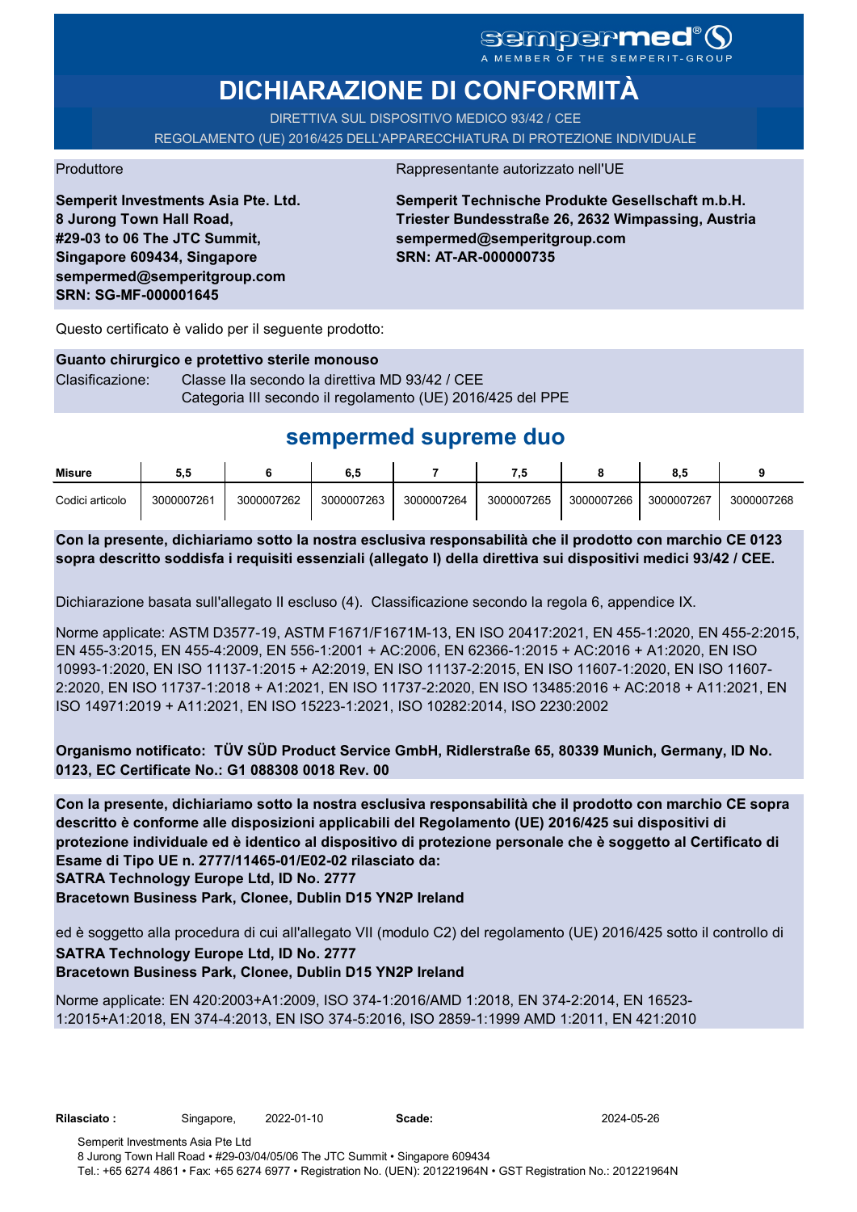sempermed®
A MEMBER OF THE SEMPERIT-GROUP

# DICHIARAZIONE DI CONFORMITÀ

DIRETTIVA SUL DISPOSITIVO MEDICO 93/42 / CEE
REGOLAMENTO (UE) 2016/425 DELL'APPARECCHIATURA DI PROTEZIONE INDIVIDUALE

Produttore

**Semperit Investments Asia Pte. Ltd.**
**8 Jurong Town Hall Road,**
**#29-03 to 06 The JTC Summit,**
**Singapore 609434, Singapore**
**sempermed@semperitgroup.com**
**SRN: SG-MF-000001645**

Rappresentante autorizzato nell'UE

**Semperit Technische Produkte Gesellschaft m.b.H.**
**Triester Bundesstraße 26, 2632 Wimpassing, Austria**
**sempermed@semperitgroup.com**
**SRN: AT-AR-000000735**

Questo certificato è valido per il seguente prodotto:

**Guanto chirurgico e protettivo sterile monouso**
Clasificazione: Classe IIa secondo la direttiva MD 93/42 / CEE
Categoria III secondo il regolamento (UE) 2016/425 del PPE

## sempermed supreme duo

| Misure | 5,5 | 6 | 6,5 | 7 | 7,5 | 8 | 8,5 | 9 |
|---|---|---|---|---|---|---|---|---|
| Codici articolo | 3000007261 | 3000007262 | 3000007263 | 3000007264 | 3000007265 | 3000007266 | 3000007267 | 3000007268 |

**Con la presente, dichiariamo sotto la nostra esclusiva responsabilità che il prodotto con marchio CE 0123 sopra descritto soddisfa i requisiti essenziali (allegato I) della direttiva sui dispositivi medici 93/42 / CEE.**

Dichiarazione basata sull'allegato II escluso (4). Classificazione secondo la regola 6, appendice IX.

Norme applicate: ASTM D3577-19, ASTM F1671/F1671M-13, EN ISO 20417:2021, EN 455-1:2020, EN 455-2:2015, EN 455-3:2015, EN 455-4:2009, EN 556-1:2001 + AC:2006, EN 62366-1:2015 + AC:2016 + A1:2020, EN ISO 10993-1:2020, EN ISO 11137-1:2015 + A2:2019, EN ISO 11137-2:2015, EN ISO 11607-1:2020, EN ISO 11607-2:2020, EN ISO 11737-1:2018 + A1:2021, EN ISO 11737-2:2020, EN ISO 13485:2016 + AC:2018 + A11:2021, EN ISO 14971:2019 + A11:2021, EN ISO 15223-1:2021, ISO 10282:2014, ISO 2230:2002

**Organismo notificato: TÜV SÜD Product Service GmbH, Ridlerstraße 65, 80339 Munich, Germany, ID No. 0123, EC Certificate No.: G1 088308 0018 Rev. 00**

**Con la presente, dichiariamo sotto la nostra esclusiva responsabilità che il prodotto con marchio CE sopra descritto è conforme alle disposizioni applicabili del Regolamento (UE) 2016/425 sui dispositivi di protezione individuale ed è identico al dispositivo di protezione personale che è soggetto al Certificato di Esame di Tipo UE n. 2777/11465-01/E02-02 rilasciato da:**
**SATRA Technology Europe Ltd, ID No. 2777**
**Bracetown Business Park, Clonee, Dublin D15 YN2P Ireland**

ed è soggetto alla procedura di cui all'allegato VII (modulo C2) del regolamento (UE) 2016/425 sotto il controllo di
**SATRA Technology Europe Ltd, ID No. 2777**
**Bracetown Business Park, Clonee, Dublin D15 YN2P Ireland**

Norme applicate: EN 420:2003+A1:2009, ISO 374-1:2016/AMD 1:2018, EN 374-2:2014, EN 16523-1:2015+A1:2018, EN 374-4:2013, EN ISO 374-5:2016, ISO 2859-1:1999 AMD 1:2011, EN 421:2010

**Rilasciato :** Singapore, 2022-01-10 **Scade:** 2024-05-26

Semperit Investments Asia Pte Ltd
8 Jurong Town Hall Road • #29-03/04/05/06 The JTC Summit • Singapore 609434
Tel.: +65 6274 4861 • Fax: +65 6274 6977 • Registration No. (UEN): 201221964N • GST Registration No.: 201221964N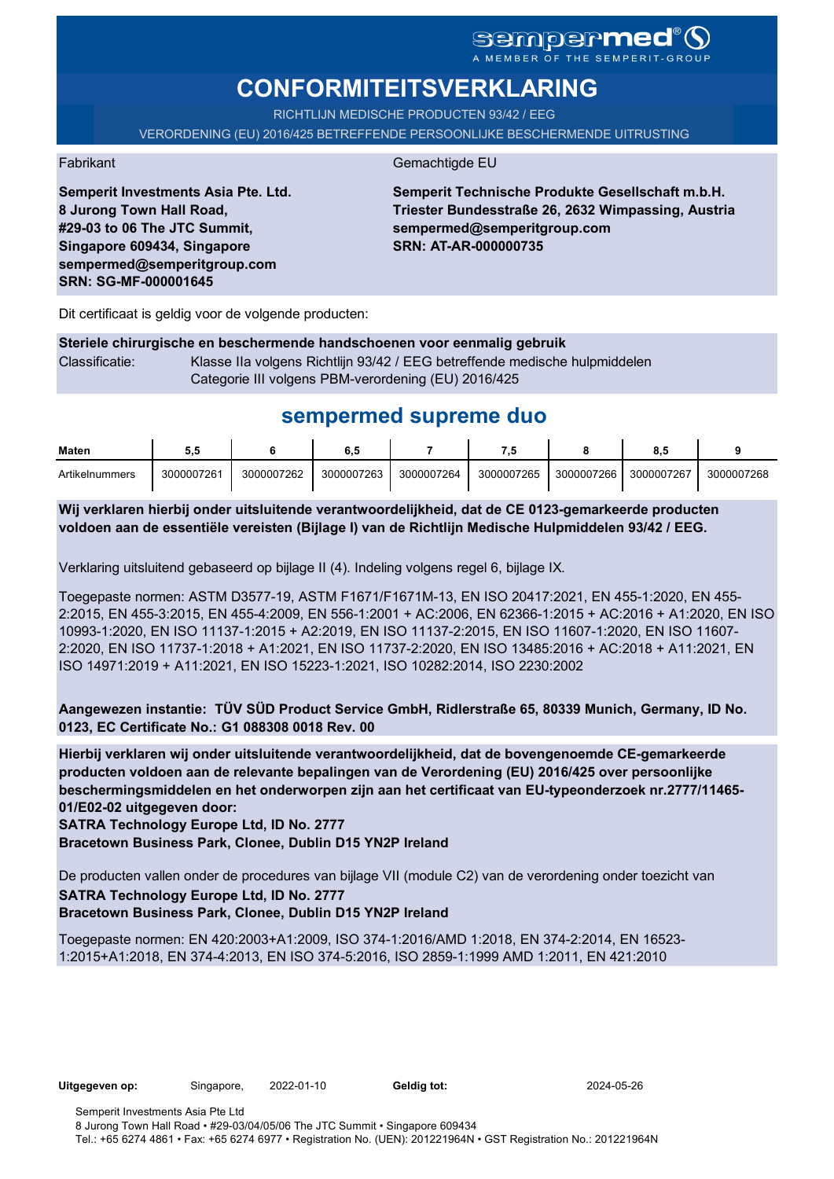sempermed®
A MEMBER OF THE SEMPERIT-GROUP

# CONFORMITEITSVERKLARING

RICHTLIJN MEDISCHE PRODUCTEN 93/42 / EEG

VERORDENING (EU) 2016/425 BETREFFENDE PERSOONLIJKE BESCHERMENDE UITRUSTING

Fabrikant

**Semperit Investments Asia Pte. Ltd.**
**8 Jurong Town Hall Road,**
**#29-03 to 06 The JTC Summit,**
**Singapore 609434, Singapore**
**sempermed@semperitgroup.com**
**SRN: SG-MF-000001645**

Gemachtigde EU

**Semperit Technische Produkte Gesellschaft m.b.H.**
**Triester Bundesstraße 26, 2632 Wimpassing, Austria**
**sempermed@semperitgroup.com**
**SRN: AT-AR-000000735**

Dit certificaat is geldig voor de volgende producten:

**Steriele chirurgische en beschermende handschoenen voor eenmalig gebruik**

Classificatie: Klasse IIa volgens Richtlijn 93/42 / EEG betreffende medische hulpmiddelen
Categorie III volgens PBM-verordening (EU) 2016/425

## sempermed supreme duo

| Maten | 5,5 | 6 | 6,5 | 7 | 7,5 | 8 | 8,5 | 9 |
|---|---|---|---|---|---|---|---|---|
| Artikelnummers | 3000007261 | 3000007262 | 3000007263 | 3000007264 | 3000007265 | 3000007266 | 3000007267 | 3000007268 |

**Wij verklaren hierbij onder uitsluitende verantwoordelijkheid, dat de CE 0123-gemarkeerde producten voldoen aan de essentiële vereisten (Bijlage I) van de Richtlijn Medische Hulpmiddelen 93/42 / EEG.**

Verklaring uitsluitend gebaseerd op bijlage II (4). Indeling volgens regel 6, bijlage IX.

Toegepaste normen: ASTM D3577-19, ASTM F1671/F1671M-13, EN ISO 20417:2021, EN 455-1:2020, EN 455-2:2015, EN 455-3:2015, EN 455-4:2009, EN 556-1:2001 + AC:2006, EN 62366-1:2015 + AC:2016 + A1:2020, EN ISO 10993-1:2020, EN ISO 11137-1:2015 + A2:2019, EN ISO 11137-2:2015, EN ISO 11607-1:2020, EN ISO 11607-2:2020, EN ISO 11737-1:2018 + A1:2021, EN ISO 11737-2:2020, EN ISO 13485:2016 + AC:2018 + A11:2021, EN ISO 14971:2019 + A11:2021, EN ISO 15223-1:2021, ISO 10282:2014, ISO 2230:2002

**Aangewezen instantie: TÜV SÜD Product Service GmbH, Ridlerstraße 65, 80339 Munich, Germany, ID No. 0123, EC Certificate No.: G1 088308 0018 Rev. 00**

**Hierbij verklaren wij onder uitsluitende verantwoordelijkheid, dat de bovengenoemde CE-gemarkeerde producten voldoen aan de relevante bepalingen van de Verordening (EU) 2016/425 over persoonlijke beschermingsmiddelen en het onderworpen zijn aan het certificaat van EU-typeonderzoek nr.2777/11465-01/E02-02 uitgegeven door:**
**SATRA Technology Europe Ltd, ID No. 2777**
**Bracetown Business Park, Clonee, Dublin D15 YN2P Ireland**

De producten vallen onder de procedures van bijlage VII (module C2) van de verordening onder toezicht van
**SATRA Technology Europe Ltd, ID No. 2777**
**Bracetown Business Park, Clonee, Dublin D15 YN2P Ireland**

Toegepaste normen: EN 420:2003+A1:2009, ISO 374-1:2016/AMD 1:2018, EN 374-2:2014, EN 16523-1:2015+A1:2018, EN 374-4:2013, EN ISO 374-5:2016, ISO 2859-1:1999 AMD 1:2011, EN 421:2010

**Uitgegeven op:** Singapore, 2022-01-10 **Geldig tot:** 2024-05-26

Semperit Investments Asia Pte Ltd
8 Jurong Town Hall Road • #29-03/04/05/06 The JTC Summit • Singapore 609434
Tel.: +65 6274 4861 • Fax: +65 6274 6977 • Registration No. (UEN): 201221964N • GST Registration No.: 201221964N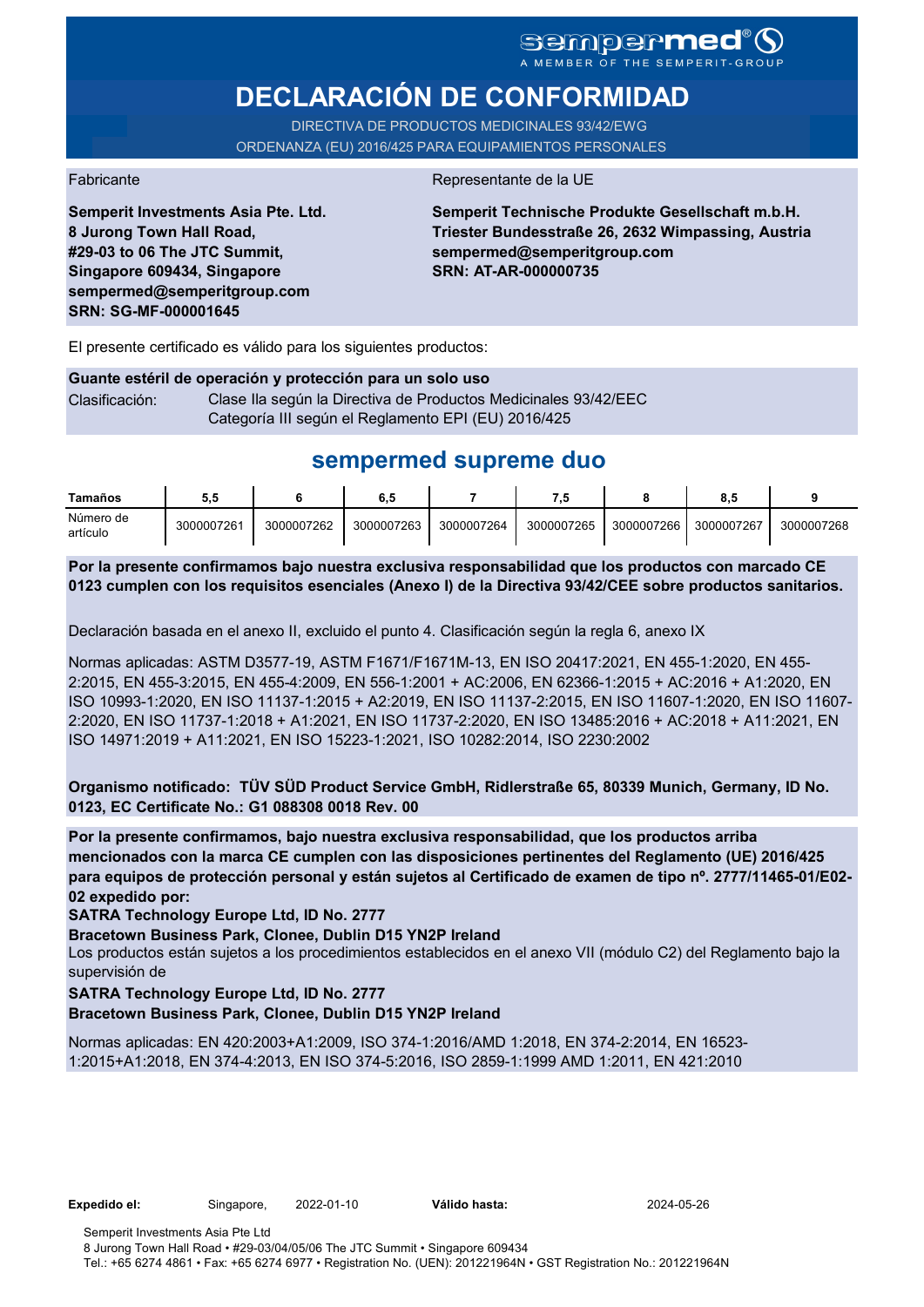sempermed®
A MEMBER OF THE SEMPERIT-GROUP

# DECLARACIÓN DE CONFORMIDAD

DIRECTIVA DE PRODUCTOS MEDICINALES 93/42/EWG
ORDENANZA (EU) 2016/425 PARA EQUIPAMIENTOS PERSONALES

Fabricante

**Semperit Investments Asia Pte. Ltd.**
**8 Jurong Town Hall Road,**
**#29-03 to 06 The JTC Summit,**
**Singapore 609434, Singapore**
**sempermed@semperitgroup.com**
**SRN: SG-MF-000001645**

Representante de la UE

**Semperit Technische Produkte Gesellschaft m.b.H.**
**Triester Bundesstraße 26, 2632 Wimpassing, Austria**
**sempermed@semperitgroup.com**
**SRN: AT-AR-000000735**

El presente certificado es válido para los siguientes productos:

**Guante estéril de operación y protección para un solo uso**

Clasificación: Clase IIa según la Directiva de Productos Medicinales 93/42/EEC
Categoría III según el Reglamento EPI (EU) 2016/425

## sempermed supreme duo

| Tamaños | 5,5 | 6 | 6,5 | 7 | 7,5 | 8 | 8,5 | 9 |
|---|---|---|---|---|---|---|---|---|
| Número de artículo | 3000007261 | 3000007262 | 3000007263 | 3000007264 | 3000007265 | 3000007266 | 3000007267 | 3000007268 |

**Por la presente confirmamos bajo nuestra exclusiva responsabilidad que los productos con marcado CE 0123 cumplen con los requisitos esenciales (Anexo I) de la Directiva 93/42/CEE sobre productos sanitarios.**

Declaración basada en el anexo II, excluido el punto 4. Clasificación según la regla 6, anexo IX

Normas aplicadas: ASTM D3577-19, ASTM F1671/F1671M-13, EN ISO 20417:2021, EN 455-1:2020, EN 455-2:2015, EN 455-3:2015, EN 455-4:2009, EN 556-1:2001 + AC:2006, EN 62366-1:2015 + AC:2016 + A1:2020, EN ISO 10993-1:2020, EN ISO 11137-1:2015 + A2:2019, EN ISO 11137-2:2015, EN ISO 11607-1:2020, EN ISO 11607-2:2020, EN ISO 11737-1:2018 + A1:2021, EN ISO 11737-2:2020, EN ISO 13485:2016 + AC:2018 + A11:2021, EN ISO 14971:2019 + A11:2021, EN ISO 15223-1:2021, ISO 10282:2014, ISO 2230:2002

**Organismo notificado: TÜV SÜD Product Service GmbH, Ridlerstraße 65, 80339 Munich, Germany, ID No. 0123, EC Certificate No.: G1 088308 0018 Rev. 00**

**Por la presente confirmamos, bajo nuestra exclusiva responsabilidad, que los productos arriba mencionados con la marca CE cumplen con las disposiciones pertinentes del Reglamento (UE) 2016/425 para equipos de protección personal y están sujetos al Certificado de examen de tipo nº. 2777/11465-01/E02-02 expedido por:**

**SATRA Technology Europe Ltd, ID No. 2777**

**Bracetown Business Park, Clonee, Dublin D15 YN2P Ireland**

Los productos están sujetos a los procedimientos establecidos en el anexo VII (módulo C2) del Reglamento bajo la supervisión de

**SATRA Technology Europe Ltd, ID No. 2777**

**Bracetown Business Park, Clonee, Dublin D15 YN2P Ireland**

Normas aplicadas: EN 420:2003+A1:2009, ISO 374-1:2016/AMD 1:2018, EN 374-2:2014, EN 16523-1:2015+A1:2018, EN 374-4:2013, EN ISO 374-5:2016, ISO 2859-1:1999 AMD 1:2011, EN 421:2010

**Expedido el:** Singapore, 2022-01-10 **Válido hasta:** 2024-05-26

Semperit Investments Asia Pte Ltd
8 Jurong Town Hall Road • #29-03/04/05/06 The JTC Summit • Singapore 609434
Tel.: +65 6274 4861 • Fax: +65 6274 6977 • Registration No. (UEN): 201221964N • GST Registration No.: 201221964N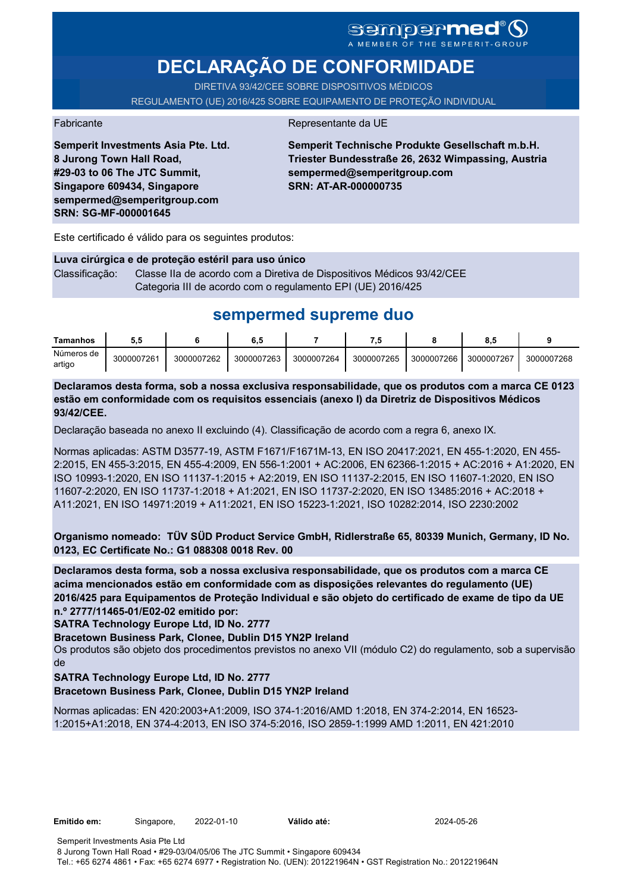sempermed®
A MEMBER OF THE SEMPERIT-GROUP

# DECLARAÇÃO DE CONFORMIDADE

DIRETIVA 93/42/CEE SOBRE DISPOSITIVOS MÉDICOS
REGULAMENTO (UE) 2016/425 SOBRE EQUIPAMENTO DE PROTEÇÃO INDIVIDUAL

Fabricante

**Semperit Investments Asia Pte. Ltd.**
**8 Jurong Town Hall Road,**
**#29-03 to 06 The JTC Summit,**
**Singapore 609434, Singapore**
**sempermed@semperitgroup.com**
**SRN: SG-MF-000001645**

Representante da UE

**Semperit Technische Produkte Gesellschaft m.b.H.**
**Triester Bundesstraße 26, 2632 Wimpassing, Austria**
**sempermed@semperitgroup.com**
**SRN: AT-AR-000000735**

Este certificado é válido para os seguintes produtos:

**Luva cirúrgica e de proteção estéril para uso único**
Classificação: Classe IIa de acordo com a Diretiva de Dispositivos Médicos 93/42/CEE
Categoria III de acordo com o regulamento EPI (UE) 2016/425

## sempermed supreme duo

| Tamanhos | 5,5 | 6 | 6,5 | 7 | 7,5 | 8 | 8,5 | 9 |
|---|---|---|---|---|---|---|---|---|
| Números de artigo | 3000007261 | 3000007262 | 3000007263 | 3000007264 | 3000007265 | 3000007266 | 3000007267 | 3000007268 |

**Declaramos desta forma, sob a nossa exclusiva responsabilidade, que os produtos com a marca CE 0123 estão em conformidade com os requisitos essenciais (anexo I) da Diretriz de Dispositivos Médicos 93/42/CEE.**

Declaração baseada no anexo II excluindo (4). Classificação de acordo com a regra 6, anexo IX.

Normas aplicadas: ASTM D3577-19, ASTM F1671/F1671M-13, EN ISO 20417:2021, EN 455-1:2020, EN 455-2:2015, EN 455-3:2015, EN 455-4:2009, EN 556-1:2001 + AC:2006, EN 62366-1:2015 + AC:2016 + A1:2020, EN ISO 10993-1:2020, EN ISO 11137-1:2015 + A2:2019, EN ISO 11137-2:2015, EN ISO 11607-1:2020, EN ISO 11607-2:2020, EN ISO 11737-1:2018 + A1:2021, EN ISO 11737-2:2020, EN ISO 13485:2016 + AC:2018 + A11:2021, EN ISO 14971:2019 + A11:2021, EN ISO 15223-1:2021, ISO 10282:2014, ISO 2230:2002

**Organismo nomeado: TÜV SÜD Product Service GmbH, Ridlerstraße 65, 80339 Munich, Germany, ID No. 0123, EC Certificate No.: G1 088308 0018 Rev. 00**

**Declaramos desta forma, sob a nossa exclusiva responsabilidade, que os produtos com a marca CE acima mencionados estão em conformidade com as disposições relevantes do regulamento (UE) 2016/425 para Equipamentos de Proteção Individual e são objeto do certificado de exame de tipo da UE n.º 2777/11465-01/E02-02 emitido por:**
**SATRA Technology Europe Ltd, ID No. 2777**
**Bracetown Business Park, Clonee, Dublin D15 YN2P Ireland**
Os produtos são objeto dos procedimentos previstos no anexo VII (módulo C2) do regulamento, sob a supervisão de
**SATRA Technology Europe Ltd, ID No. 2777**
**Bracetown Business Park, Clonee, Dublin D15 YN2P Ireland**

Normas aplicadas: EN 420:2003+A1:2009, ISO 374-1:2016/AMD 1:2018, EN 374-2:2014, EN 16523-1:2015+A1:2018, EN 374-4:2013, EN ISO 374-5:2016, ISO 2859-1:1999 AMD 1:2011, EN 421:2010

**Emitido em:** Singapore, 2022-01-10 **Válido até:** 2024-05-26

Semperit Investments Asia Pte Ltd
8 Jurong Town Hall Road • #29-03/04/05/06 The JTC Summit • Singapore 609434
Tel.: +65 6274 4861 • Fax: +65 6274 6977 • Registration No. (UEN): 201221964N • GST Registration No.: 201221964N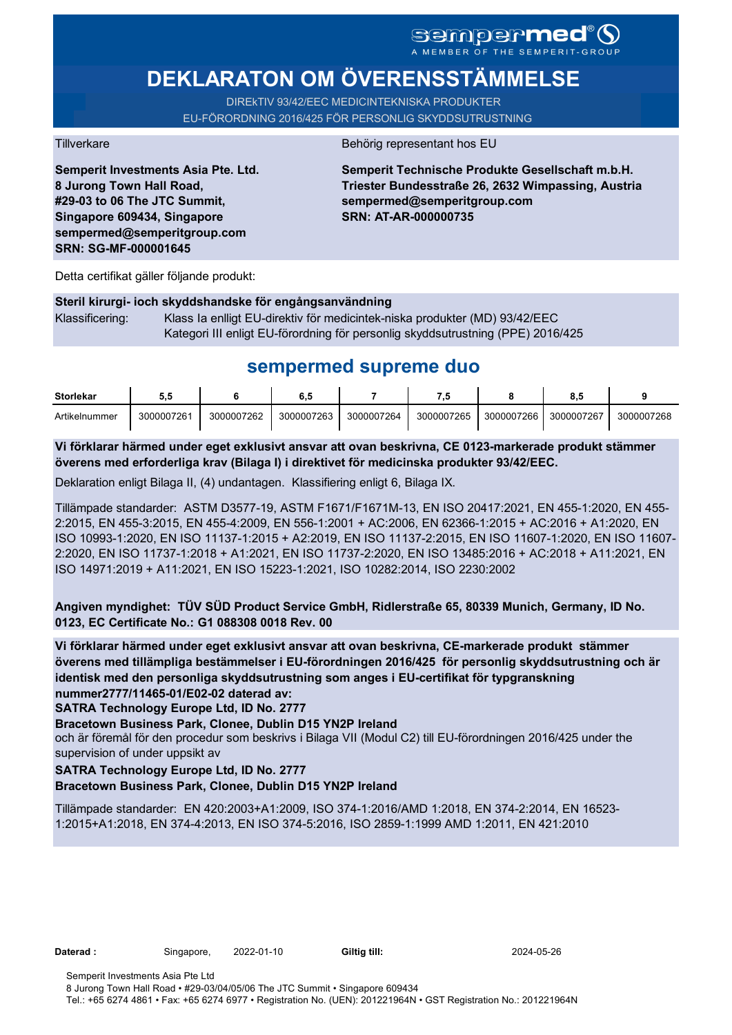sempermed® A MEMBER OF THE SEMPERIT-GROUP

# DEKLARATON OM ÖVERENSSTÄMMELSE

DIREkTIV 93/42/EEC MEDICINTEKNISKA PRODUKTER
EU-FÖRORDNING 2016/425 FÖR PERSONLIG SKYDDSUTRUSTNING

Tillverkare

**Semperit Investments Asia Pte. Ltd.**
**8 Jurong Town Hall Road,**
**#29-03 to 06 The JTC Summit,**
**Singapore 609434, Singapore**
**sempermed@semperitgroup.com**
**SRN: SG-MF-000001645**

Behörig representant hos EU

**Semperit Technische Produkte Gesellschaft m.b.H.**
**Triester Bundesstraße 26, 2632 Wimpassing, Austria**
**sempermed@semperitgroup.com**
**SRN: AT-AR-000000735**

Detta certifikat gäller följande produkt:

**Steril kirurgi- ioch skyddshandske för engångsanvändning**

Klassificering: Klass Ia enlligt EU-direktiv för medicintek-niska produkter (MD) 93/42/EEC
Kategori III enligt EU-förordning för personlig skyddsutrustning (PPE) 2016/425

## sempermed supreme duo

| Storlekar | 5,5 | 6 | 6,5 | 7 | 7,5 | 8 | 8,5 | 9 |
|---|---|---|---|---|---|---|---|---|
| Artikelnummer | 3000007261 | 3000007262 | 3000007263 | 3000007264 | 3000007265 | 3000007266 | 3000007267 | 3000007268 |

**Vi förklarar härmed under eget exklusivt ansvar att ovan beskrivna, CE 0123-markerade produkt stämmer överens med erforderliga krav (Bilaga I) i direktivet för medicinska produkter 93/42/EEC.**

Deklaration enligt Bilaga II, (4) undantagen. Klassifiering enligt 6, Bilaga IX.

Tillämpade standarder: ASTM D3577-19, ASTM F1671/F1671M-13, EN ISO 20417:2021, EN 455-1:2020, EN 455-2:2015, EN 455-3:2015, EN 455-4:2009, EN 556-1:2001 + AC:2006, EN 62366-1:2015 + AC:2016 + A1:2020, EN ISO 10993-1:2020, EN ISO 11137-1:2015 + A2:2019, EN ISO 11137-2:2015, EN ISO 11607-1:2020, EN ISO 11607-2:2020, EN ISO 11737-1:2018 + A1:2021, EN ISO 11737-2:2020, EN ISO 13485:2016 + AC:2018 + A11:2021, EN ISO 14971:2019 + A11:2021, EN ISO 15223-1:2021, ISO 10282:2014, ISO 2230:2002

**Angiven myndighet: TÜV SÜD Product Service GmbH, Ridlerstraße 65, 80339 Munich, Germany, ID No. 0123, EC Certificate No.: G1 088308 0018 Rev. 00**

**Vi förklarar härmed under eget exklusivt ansvar att ovan beskrivna, CE-markerade produkt stämmer överens med tillämpliga bestämmelser i EU-förordningen 2016/425 för personlig skyddsutrustning och är identisk med den personliga skyddsutrustning som anges i EU-certifikat för typgranskning nummer2777/11465-01/E02-02 daterad av:**
**SATRA Technology Europe Ltd, ID No. 2777**
**Bracetown Business Park, Clonee, Dublin D15 YN2P Ireland**
och är föremål för den procedur som beskrivs i Bilaga VII (Modul C2) till EU-förordningen 2016/425 under the supervision of under uppsikt av
**SATRA Technology Europe Ltd, ID No. 2777**
**Bracetown Business Park, Clonee, Dublin D15 YN2P Ireland**

Tillämpade standarder: EN 420:2003+A1:2009, ISO 374-1:2016/AMD 1:2018, EN 374-2:2014, EN 16523-1:2015+A1:2018, EN 374-4:2013, EN ISO 374-5:2016, ISO 2859-1:1999 AMD 1:2011, EN 421:2010

**Daterad :** Singapore, 2022-01-10 **Giltig till:** 2024-05-26

Semperit Investments Asia Pte Ltd
8 Jurong Town Hall Road • #29-03/04/05/06 The JTC Summit • Singapore 609434
Tel.: +65 6274 4861 • Fax: +65 6274 6977 • Registration No. (UEN): 201221964N • GST Registration No.: 201221964N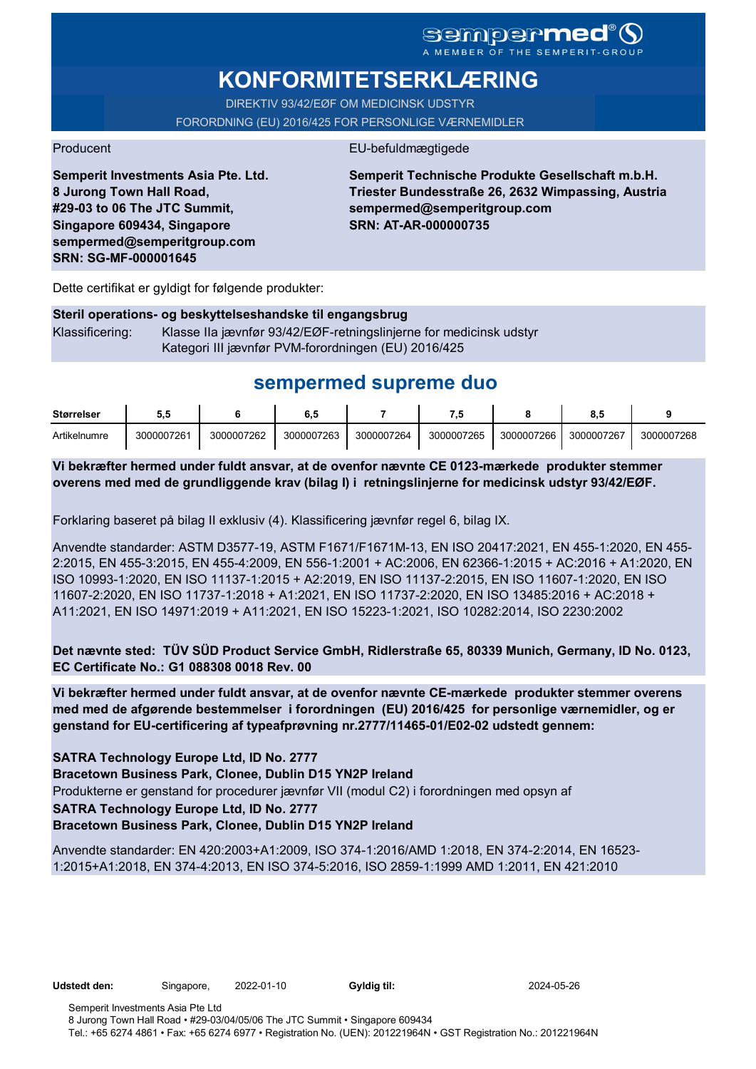sempermed®
A MEMBER OF THE SEMPERIT-GROUP

# KONFORMITETSERKLÆRING

DIREKTIV 93/42/EØF OM MEDICINSK UDSTYR
FORORDNING (EU) 2016/425 FOR PERSONLIGE VÆRNEMIDLER

Producent

**Semperit Investments Asia Pte. Ltd.**
**8 Jurong Town Hall Road,**
**#29-03 to 06 The JTC Summit,**
**Singapore 609434, Singapore**
**sempermed@semperitgroup.com**
**SRN: SG-MF-000001645**

EU-befuldmægtigede

**Semperit Technische Produkte Gesellschaft m.b.H.**
**Triester Bundesstraße 26, 2632 Wimpassing, Austria**
**sempermed@semperitgroup.com**
**SRN: AT-AR-000000735**

Dette certifikat er gyldigt for følgende produkter:

**Steril operations- og beskyttelseshandske til engangsbrug**

Klassificering: Klasse IIa jævnfør 93/42/EØF-retningslinjerne for medicinsk udstyr
Kategori III jævnfør PVM-forordningen (EU) 2016/425

## sempermed supreme duo

| **Størrelser** | **5,5** | **6** | **6,5** | **7** | **7,5** | **8** | **8,5** | **9** |
|---|---|---|---|---|---|---|---|---|
| Artikelnumre | 3000007261 | 3000007262 | 3000007263 | 3000007264 | 3000007265 | 3000007266 | 3000007267 | 3000007268 |

**Vi bekræfter hermed under fuldt ansvar, at de ovenfor nævnte CE 0123-mærkede produkter stemmer overens med med de grundliggende krav (bilag I) i retningslinjerne for medicinsk udstyr 93/42/EØF.**

Forklaring baseret på bilag II exklusiv (4). Klassificering jævnfør regel 6, bilag IX.

Anvendte standarder: ASTM D3577-19, ASTM F1671/F1671M-13, EN ISO 20417:2021, EN 455-1:2020, EN 455-2:2015, EN 455-3:2015, EN 455-4:2009, EN 556-1:2001 + AC:2006, EN 62366-1:2015 + AC:2016 + A1:2020, EN ISO 10993-1:2020, EN ISO 11137-1:2015 + A2:2019, EN ISO 11137-2:2015, EN ISO 11607-1:2020, EN ISO 11607-2:2020, EN ISO 11737-1:2018 + A1:2021, EN ISO 11737-2:2020, EN ISO 13485:2016 + AC:2018 + A11:2021, EN ISO 14971:2019 + A11:2021, EN ISO 15223-1:2021, ISO 10282:2014, ISO 2230:2002

**Det nævnte sted: TÜV SÜD Product Service GmbH, Ridlerstraße 65, 80339 Munich, Germany, ID No. 0123, EC Certificate No.: G1 088308 0018 Rev. 00**

**Vi bekræfter hermed under fuldt ansvar, at de ovenfor nævnte CE-mærkede produkter stemmer overens med med de afgørende bestemmelser i forordningen (EU) 2016/425 for personlige værnemidler, og er genstand for EU-certificering af typeafprøvning nr.2777/11465-01/E02-02 udstedt gennem:**

**SATRA Technology Europe Ltd, ID No. 2777**
**Bracetown Business Park, Clonee, Dublin D15 YN2P Ireland**
Produkterne er genstand for procedurer jævnfør VII (modul C2) i forordningen med opsyn af
**SATRA Technology Europe Ltd, ID No. 2777**
**Bracetown Business Park, Clonee, Dublin D15 YN2P Ireland**

Anvendte standarder: EN 420:2003+A1:2009, ISO 374-1:2016/AMD 1:2018, EN 374-2:2014, EN 16523-1:2015+A1:2018, EN 374-4:2013, EN ISO 374-5:2016, ISO 2859-1:1999 AMD 1:2011, EN 421:2010

**Udstedt den:** Singapore, 2022-01-10 **Gyldig til:** 2024-05-26

Semperit Investments Asia Pte Ltd
8 Jurong Town Hall Road • #29-03/04/05/06 The JTC Summit • Singapore 609434
Tel.: +65 6274 4861 • Fax: +65 6274 6977 • Registration No. (UEN): 201221964N • GST Registration No.: 201221964N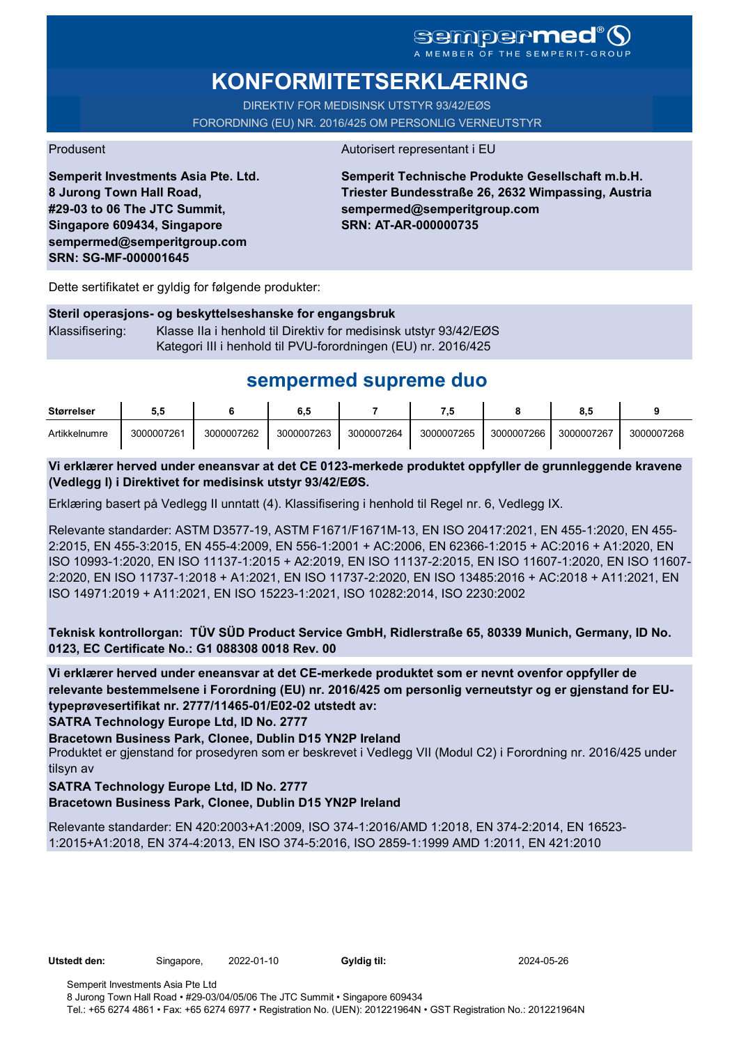sempermed®
A MEMBER OF THE SEMPERIT-GROUP

# KONFORMITETSERKLÆRING

DIREKTIV FOR MEDISINSK UTSTYR 93/42/EØS
FORORDNING (EU) NR. 2016/425 OM PERSONLIG VERNEUTSTYR

Produsent

**Semperit Investments Asia Pte. Ltd.**
**8 Jurong Town Hall Road,**
**#29-03 to 06 The JTC Summit,**
**Singapore 609434, Singapore**
**sempermed@semperitgroup.com**
**SRN: SG-MF-000001645**

Autorisert representant i EU

**Semperit Technische Produkte Gesellschaft m.b.H.**
**Triester Bundesstraße 26, 2632 Wimpassing, Austria**
**sempermed@semperitgroup.com**
**SRN: AT-AR-000000735**

Dette sertifikatet er gyldig for følgende produkter:

**Steril operasjons- og beskyttelseshanske for engangsbruk**

Klassifisering: Klasse IIa i henhold til Direktiv for medisinsk utstyr 93/42/EØS
Kategori III i henhold til PVU-forordningen (EU) nr. 2016/425

## sempermed supreme duo

| **Størrelser** | **5,5** | **6** | **6,5** | **7** | **7,5** | **8** | **8,5** | **9** |
|---|---|---|---|---|---|---|---|---|
| Artikkelnumre | 3000007261 | 3000007262 | 3000007263 | 3000007264 | 3000007265 | 3000007266 | 3000007267 | 3000007268 |

**Vi erklærer herved under eneansvar at det CE 0123-merkede produktet oppfyller de grunnleggende kravene (Vedlegg I) i Direktivet for medisinsk utstyr 93/42/EØS.**

Erklæring basert på Vedlegg II unntatt (4). Klassifisering i henhold til Regel nr. 6, Vedlegg IX.

Relevante standarder: ASTM D3577-19, ASTM F1671/F1671M-13, EN ISO 20417:2021, EN 455-1:2020, EN 455-2:2015, EN 455-3:2015, EN 455-4:2009, EN 556-1:2001 + AC:2006, EN 62366-1:2015 + AC:2016 + A1:2020, EN ISO 10993-1:2020, EN ISO 11137-1:2015 + A2:2019, EN ISO 11137-2:2015, EN ISO 11607-1:2020, EN ISO 11607-2:2020, EN ISO 11737-1:2018 + A1:2021, EN ISO 11737-2:2020, EN ISO 13485:2016 + AC:2018 + A11:2021, EN ISO 14971:2019 + A11:2021, EN ISO 15223-1:2021, ISO 10282:2014, ISO 2230:2002

**Teknisk kontrollorgan: TÜV SÜD Product Service GmbH, Ridlerstraße 65, 80339 Munich, Germany, ID No. 0123, EC Certificate No.: G1 088308 0018 Rev. 00**

**Vi erklærer herved under eneansvar at det CE-merkede produktet som er nevnt ovenfor oppfyller de relevante bestemmelsene i Forordning (EU) nr. 2016/425 om personlig verneutstyr og er gjenstand for EU-typeprøvesertifikat nr. 2777/11465-01/E02-02 utstedt av:**
**SATRA Technology Europe Ltd, ID No. 2777**
**Bracetown Business Park, Clonee, Dublin D15 YN2P Ireland**

Produktet er gjenstand for prosedyren som er beskrevet i Vedlegg VII (Modul C2) i Forordning nr. 2016/425 under tilsyn av

**SATRA Technology Europe Ltd, ID No. 2777**
**Bracetown Business Park, Clonee, Dublin D15 YN2P Ireland**

Relevante standarder: EN 420:2003+A1:2009, ISO 374-1:2016/AMD 1:2018, EN 374-2:2014, EN 16523-1:2015+A1:2018, EN 374-4:2013, EN ISO 374-5:2016, ISO 2859-1:1999 AMD 1:2011, EN 421:2010

**Utstedt den:** Singapore, 2022-01-10 **Gyldig til:** 2024-05-26

Semperit Investments Asia Pte Ltd
8 Jurong Town Hall Road • #29-03/04/05/06 The JTC Summit • Singapore 609434
Tel.: +65 6274 4861 • Fax: +65 6274 6977 • Registration No. (UEN): 201221964N • GST Registration No.: 201221964N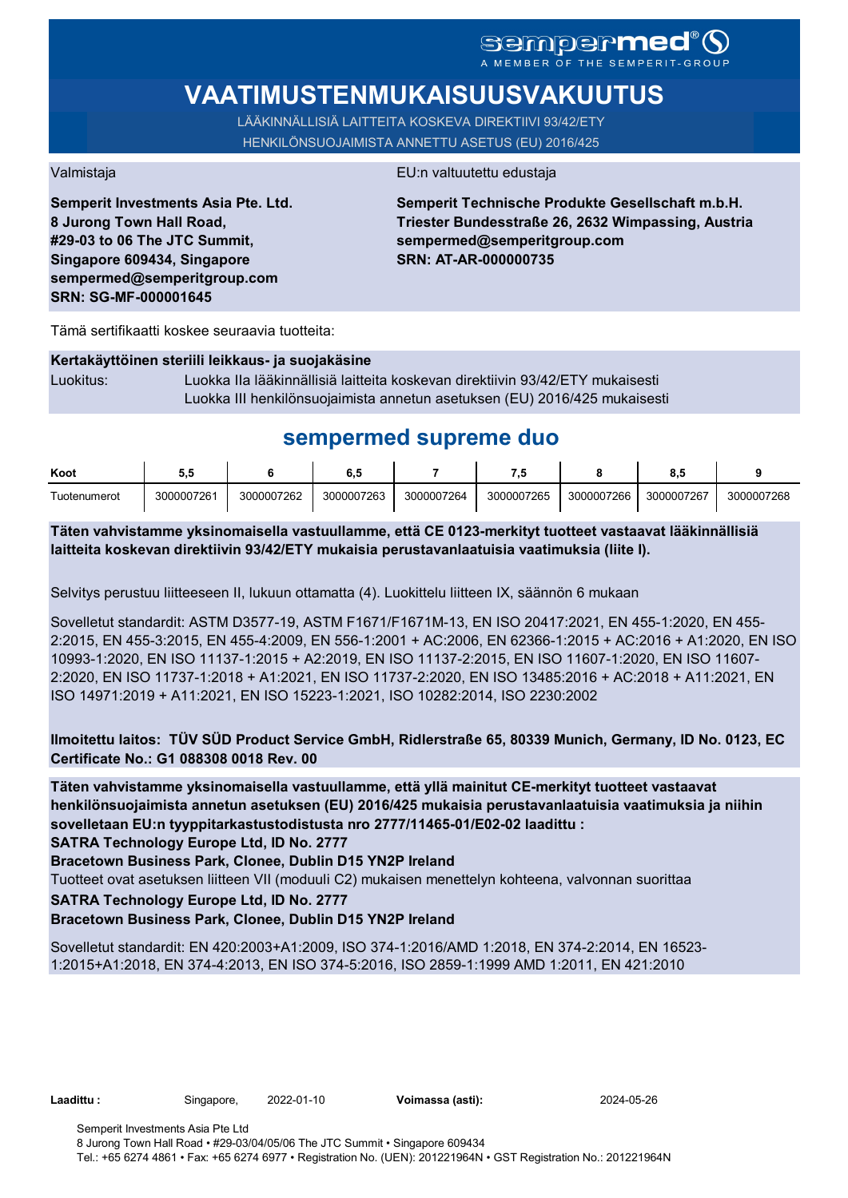sempermed®
A MEMBER OF THE SEMPERIT-GROUP

# VAATIMUSTENMUKAISUUSVAKUUTUS

LÄÄKINNÄLLISIÄ LAITTEITA KOSKEVA DIREKTIIVI 93/42/ETY
HENKILÖNSUOJAIMISTA ANNETTU ASETUS (EU) 2016/425

Valmistaja

**Semperit Investments Asia Pte. Ltd.**
**8 Jurong Town Hall Road,**
**#29-03 to 06 The JTC Summit,**
**Singapore 609434, Singapore**
**sempermed@semperitgroup.com**
**SRN: SG-MF-000001645**

EU:n valtuutettu edustaja

**Semperit Technische Produkte Gesellschaft m.b.H.**
**Triester Bundesstraße 26, 2632 Wimpassing, Austria**
**sempermed@semperitgroup.com**
**SRN: AT-AR-000000735**

Tämä sertifikaatti koskee seuraavia tuotteita:

**Kertakäyttöinen steriili leikkaus- ja suojakäsine**

Luokitus: Luokka IIa lääkinnällisiä laitteita koskevan direktiivin 93/42/ETY mukaisesti
Luokka III henkilönsuojaimista annetun asetuksen (EU) 2016/425 mukaisesti

## sempermed supreme duo

| Koot | 5,5 | 6 | 6,5 | 7 | 7,5 | 8 | 8,5 | 9 |
|---|---|---|---|---|---|---|---|---|
| Tuotenumerot | 3000007261 | 3000007262 | 3000007263 | 3000007264 | 3000007265 | 3000007266 | 3000007267 | 3000007268 |

**Täten vahvistamme yksinomaisella vastuullamme, että CE 0123-merkityt tuotteet vastaavat lääkinnällisiä laitteita koskevan direktiivin 93/42/ETY mukaisia perustavanlaatuisia vaatimuksia (liite I).**

Selvitys perustuu liitteeseen II, lukuun ottamatta (4). Luokittelu liitteen IX, säännön 6 mukaan

Sovelletut standardit: ASTM D3577-19, ASTM F1671/F1671M-13, EN ISO 20417:2021, EN 455-1:2020, EN 455-2:2015, EN 455-3:2015, EN 455-4:2009, EN 556-1:2001 + AC:2006, EN 62366-1:2015 + AC:2016 + A1:2020, EN ISO 10993-1:2020, EN ISO 11137-1:2015 + A2:2019, EN ISO 11137-2:2015, EN ISO 11607-1:2020, EN ISO 11607-2:2020, EN ISO 11737-1:2018 + A1:2021, EN ISO 11737-2:2020, EN ISO 13485:2016 + AC:2018 + A11:2021, EN ISO 14971:2019 + A11:2021, EN ISO 15223-1:2021, ISO 10282:2014, ISO 2230:2002

**Ilmoitettu laitos: TÜV SÜD Product Service GmbH, Ridlerstraße 65, 80339 Munich, Germany, ID No. 0123, EC Certificate No.: G1 088308 0018 Rev. 00**

**Täten vahvistamme yksinomaisella vastuullamme, että yllä mainitut CE-merkityt tuotteet vastaavat henkilönsuojaimista annetun asetuksen (EU) 2016/425 mukaisia perustavanlaatuisia vaatimuksia ja niihin sovelletaan EU:n tyyppitarkastustodistusta nro 2777/11465-01/E02-02 laadittu :**
**SATRA Technology Europe Ltd, ID No. 2777**
**Bracetown Business Park, Clonee, Dublin D15 YN2P Ireland**
Tuotteet ovat asetuksen liitteen VII (moduuli C2) mukaisen menettelyn kohteena, valvonnan suorittaa
**SATRA Technology Europe Ltd, ID No. 2777**
**Bracetown Business Park, Clonee, Dublin D15 YN2P Ireland**

Sovelletut standardit: EN 420:2003+A1:2009, ISO 374-1:2016/AMD 1:2018, EN 374-2:2014, EN 16523-1:2015+A1:2018, EN 374-4:2013, EN ISO 374-5:2016, ISO 2859-1:1999 AMD 1:2011, EN 421:2010

**Laadittu :** Singapore, 2022-01-10 **Voimassa (asti):** 2024-05-26

Semperit Investments Asia Pte Ltd
8 Jurong Town Hall Road • #29-03/04/05/06 The JTC Summit • Singapore 609434
Tel.: +65 6274 4861 • Fax: +65 6274 6977 • Registration No. (UEN): 201221964N • GST Registration No.: 201221964N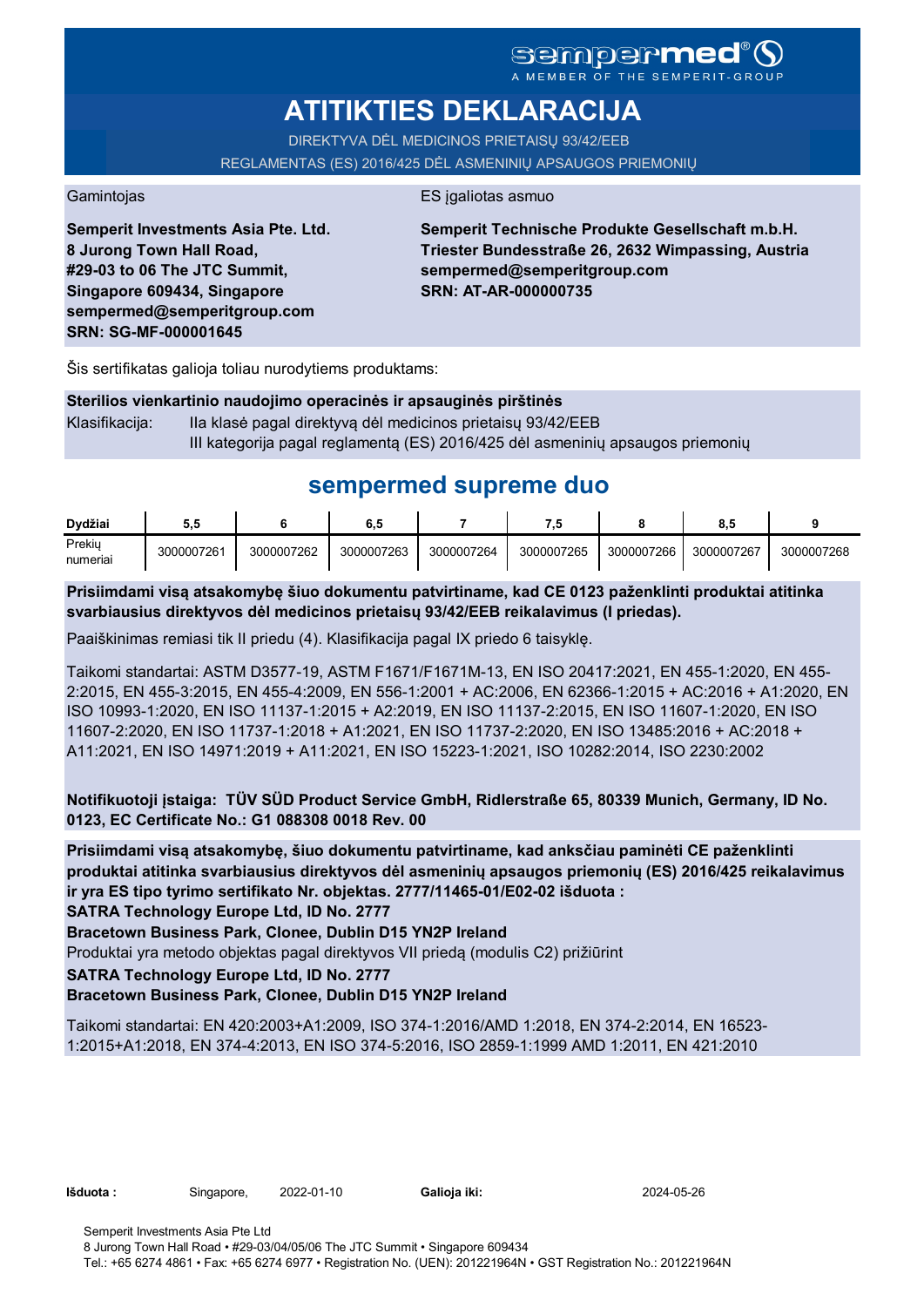sempermed®

A MEMBER OF THE SEMPERIT-GROUP

# ATITIKTIES DEKLARACIJA

DIREKTYVA DĖL MEDICINOS PRIETAISŲ 93/42/EEB

REGLAMENTAS (ES) 2016/425 DĖL ASMENINIŲ APSAUGOS PRIEMONIŲ

Gamintojas

**Semperit Investments Asia Pte. Ltd.**
**8 Jurong Town Hall Road,**
**#29-03 to 06 The JTC Summit,**
**Singapore 609434, Singapore**
**sempermed@semperitgroup.com**
**SRN: SG-MF-000001645**

ES įgaliotas asmuo

**Semperit Technische Produkte Gesellschaft m.b.H.**
**Triester Bundesstraße 26, 2632 Wimpassing, Austria**
**sempermed@semperitgroup.com**
**SRN: AT-AR-000000735**

Šis sertifikatas galioja toliau nurodytiems produktams:

**Sterilios vienkartinio naudojimo operacinės ir apsauginės pirštinės**

Klasifikacija: IIa klasė pagal direktyvą dėl medicinos prietaisų 93/42/EEB
III kategorija pagal reglamentą (ES) 2016/425 dėl asmeninių apsaugos priemonių

## sempermed supreme duo

| Dydžiai | 5,5 | 6 | 6,5 | 7 | 7,5 | 8 | 8,5 | 9 |
|---|---|---|---|---|---|---|---|---|
| Prekių numeriai | 3000007261 | 3000007262 | 3000007263 | 3000007264 | 3000007265 | 3000007266 | 3000007267 | 3000007268 |

**Prisiimdami visą atsakomybę šiuo dokumentu patvirtiname, kad CE 0123 paženklinti produktai atitinka svarbiausius direktyvos dėl medicinos prietaisų 93/42/EEB reikalavimus (I priedas).**

Paaiškinimas remiasi tik II priedu (4). Klasifikacija pagal IX priedo 6 taisyklę.

Taikomi standartai: ASTM D3577-19, ASTM F1671/F1671M-13, EN ISO 20417:2021, EN 455-1:2020, EN 455-2:2015, EN 455-3:2015, EN 455-4:2009, EN 556-1:2001 + AC:2006, EN 62366-1:2015 + AC:2016 + A1:2020, EN ISO 10993-1:2020, EN ISO 11137-1:2015 + A2:2019, EN ISO 11137-2:2015, EN ISO 11607-1:2020, EN ISO 11607-2:2020, EN ISO 11737-1:2018 + A1:2021, EN ISO 11737-2:2020, EN ISO 13485:2016 + AC:2018 + A11:2021, EN ISO 14971:2019 + A11:2021, EN ISO 15223-1:2021, ISO 10282:2014, ISO 2230:2002

**Notifikuotoji įstaiga: TÜV SÜD Product Service GmbH, Ridlerstraße 65, 80339 Munich, Germany, ID No. 0123, EC Certificate No.: G1 088308 0018 Rev. 00**

**Prisiimdami visą atsakomybę, šiuo dokumentu patvirtiname, kad anksčiau paminėti CE paženklinti produktai atitinka svarbiausius direktyvos dėl asmeninių apsaugos priemonių (ES) 2016/425 reikalavimus ir yra ES tipo tyrimo sertifikato Nr. objektas. 2777/11465-01/E02-02 išduota :**
**SATRA Technology Europe Ltd, ID No. 2777**
**Bracetown Business Park, Clonee, Dublin D15 YN2P Ireland**
Produktai yra metodo objektas pagal direktyvos VII priedą (modulis C2) prižiūrint
**SATRA Technology Europe Ltd, ID No. 2777**
**Bracetown Business Park, Clonee, Dublin D15 YN2P Ireland**

Taikomi standartai: EN 420:2003+A1:2009, ISO 374-1:2016/AMD 1:2018, EN 374-2:2014, EN 16523-1:2015+A1:2018, EN 374-4:2013, EN ISO 374-5:2016, ISO 2859-1:1999 AMD 1:2011, EN 421:2010

**Išduota :** Singapore, 2022-01-10 **Galioja iki:** 2024-05-26

Semperit Investments Asia Pte Ltd
8 Jurong Town Hall Road • #29-03/04/05/06 The JTC Summit • Singapore 609434
Tel.: +65 6274 4861 • Fax: +65 6274 6977 • Registration No. (UEN): 201221964N • GST Registration No.: 201221964N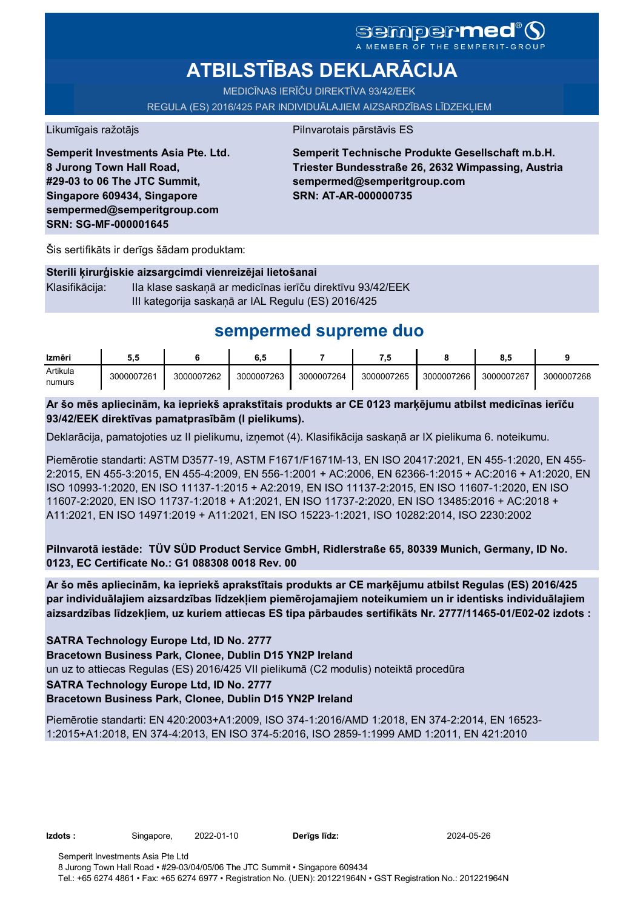sempermed®
A MEMBER OF THE SEMPERIT-GROUP

# ATBILSTĪBAS DEKLARĀCIJA

MEDICĪNAS IERĪČU DIREKTĪVA 93/42/EEK

REGULA (ES) 2016/425 PAR INDIVIDUĀLAJIEM AIZSARDZĪBAS LĪDZEKĻIEM

Likumīgais ražotājs

**Semperit Investments Asia Pte. Ltd.**
**8 Jurong Town Hall Road,**
**#29-03 to 06 The JTC Summit,**
**Singapore 609434, Singapore**
**sempermed@semperitgroup.com**
**SRN: SG-MF-000001645**

Pilnvarotais pārstāvis ES

**Semperit Technische Produkte Gesellschaft m.b.H.**
**Triester Bundesstraße 26, 2632 Wimpassing, Austria**
**sempermed@semperitgroup.com**
**SRN: AT-AR-000000735**

Šis sertifikāts ir derīgs šādam produktam:

**Sterili ķirurģiskie aizsargcimdi vienreizējai lietošanai**

Klasifikācija: IIa klase saskaņā ar medicīnas ierīču direktīvu 93/42/EEK
III kategorija saskaņā ar IAL Regulu (ES) 2016/425

## sempermed supreme duo

| Izmēri | 5,5 | 6 | 6,5 | 7 | 7,5 | 8 | 8,5 | 9 |
|---|---|---|---|---|---|---|---|---|
| Artikula numurs | 3000007261 | 3000007262 | 3000007263 | 3000007264 | 3000007265 | 3000007266 | 3000007267 | 3000007268 |

**Ar šo mēs apliecinām, ka iepriekš aprakstītais produkts ar CE 0123 marķējumu atbilst medicīnas ierīču 93/42/EEK direktīvas pamatprasībām (I pielikums).**

Deklarācija, pamatojoties uz II pielikumu, izņemot (4). Klasifikācija saskaņā ar IX pielikuma 6. noteikumu.

Piemērotie standarti: ASTM D3577-19, ASTM F1671/F1671M-13, EN ISO 20417:2021, EN 455-1:2020, EN 455-2:2015, EN 455-3:2015, EN 455-4:2009, EN 556-1:2001 + AC:2006, EN 62366-1:2015 + AC:2016 + A1:2020, EN ISO 10993-1:2020, EN ISO 11137-1:2015 + A2:2019, EN ISO 11137-2:2015, EN ISO 11607-1:2020, EN ISO 11607-2:2020, EN ISO 11737-1:2018 + A1:2021, EN ISO 11737-2:2020, EN ISO 13485:2016 + AC:2018 + A11:2021, EN ISO 14971:2019 + A11:2021, EN ISO 15223-1:2021, ISO 10282:2014, ISO 2230:2002

**Pilnvarotā iestāde: TÜV SÜD Product Service GmbH, Ridlerstraße 65, 80339 Munich, Germany, ID No. 0123, EC Certificate No.: G1 088308 0018 Rev. 00**

**Ar šo mēs apliecinām, ka iepriekš aprakstītais produkts ar CE marķējumu atbilst Regulas (ES) 2016/425 par individuālajiem aizsardzības līdzekļiem piemērojamajiem noteikumiem un ir identisks individuālajiem aizsardzības līdzekļiem, uz kuriem attiecas ES tipa pārbaudes sertifikāts Nr. 2777/11465-01/E02-02 izdots :**

**SATRA Technology Europe Ltd, ID No. 2777**
**Bracetown Business Park, Clonee, Dublin D15 YN2P Ireland**
un uz to attiecas Regulas (ES) 2016/425 VII pielikumā (C2 modulis) noteiktā procedūra
**SATRA Technology Europe Ltd, ID No. 2777**
**Bracetown Business Park, Clonee, Dublin D15 YN2P Ireland**

Piemērotie standarti: EN 420:2003+A1:2009, ISO 374-1:2016/AMD 1:2018, EN 374-2:2014, EN 16523-1:2015+A1:2018, EN 374-4:2013, EN ISO 374-5:2016, ISO 2859-1:1999 AMD 1:2011, EN 421:2010

**Izdots :** Singapore, 2022-01-10 **Derīgs līdz:** 2024-05-26

Semperit Investments Asia Pte Ltd
8 Jurong Town Hall Road • #29-03/04/05/06 The JTC Summit • Singapore 609434
Tel.: +65 6274 4861 • Fax: +65 6274 6977 • Registration No. (UEN): 201221964N • GST Registration No.: 201221964N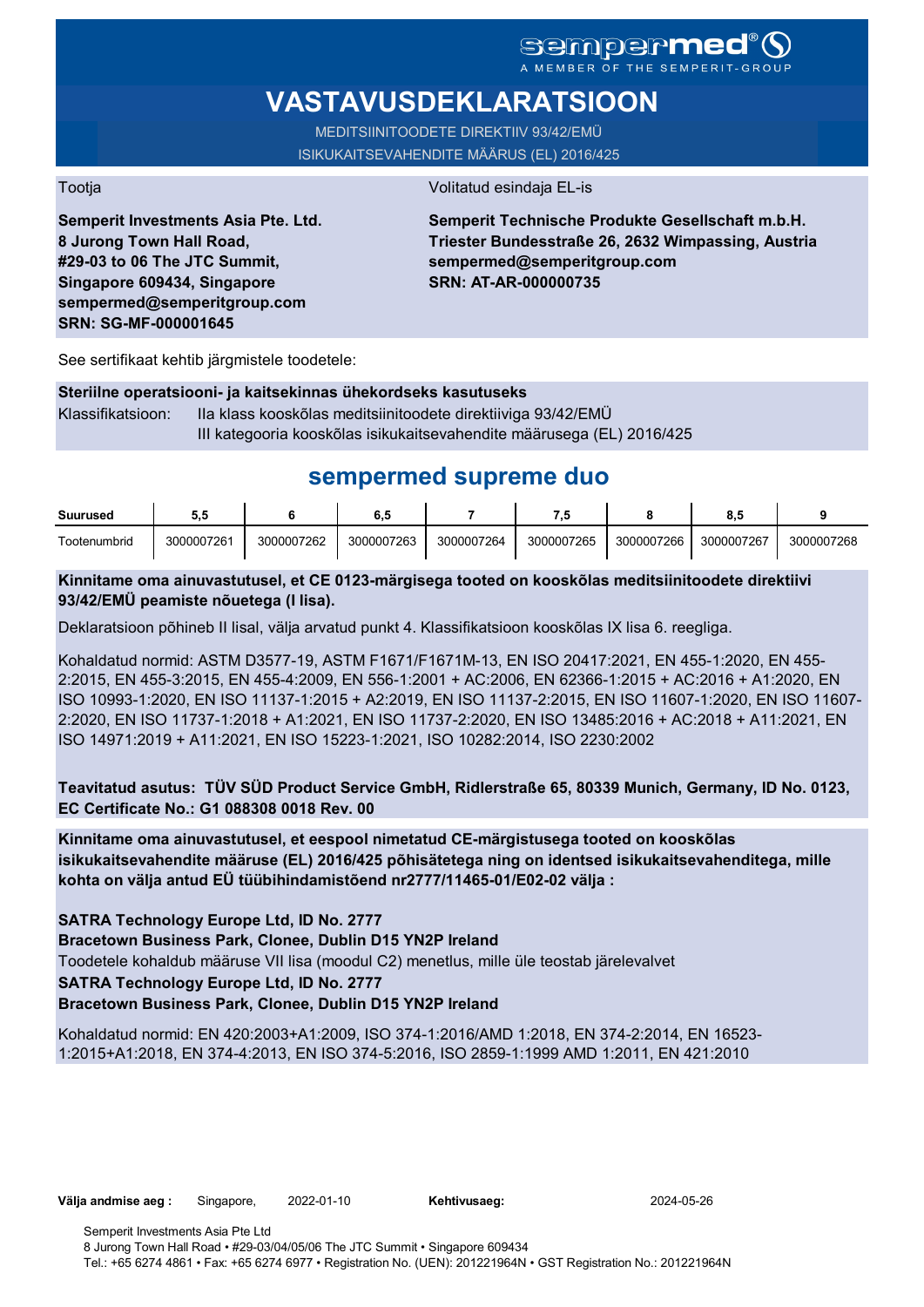sempermed®
A MEMBER OF THE SEMPERIT-GROUP

# VASTAVUSDEKLARATSIOON

MEDITSIINITOODETE DIREKTIIV 93/42/EMÜ
ISIKUKAITSEVAHENDITE MÄÄRUS (EL) 2016/425

Tootja

**Semperit Investments Asia Pte. Ltd.
8 Jurong Town Hall Road,
#29-03 to 06 The JTC Summit,
Singapore 609434, Singapore
sempermed@semperitgroup.com
SRN: SG-MF-000001645**

Volitatud esindaja EL-is

**Semperit Technische Produkte Gesellschaft m.b.H.
Triester Bundesstraße 26, 2632 Wimpassing, Austria
sempermed@semperitgroup.com
SRN: AT-AR-000000735**

See sertifikaat kehtib järgmistele toodetele:

**Steriilne operatsiooni- ja kaitsekinnas ühekordseks kasutuseks**

Klassifikatsioon: IIa klass kooskõlas meditsiinitoodete direktiiviga 93/42/EMÜ
III kategooria kooskõlas isikukaitsevahendite määrusega (EL) 2016/425

## sempermed supreme duo

| Suurused | 5,5 | 6 | 6,5 | 7 | 7,5 | 8 | 8,5 | 9 |
|---|---|---|---|---|---|---|---|---|
| Tootenumbrid | 3000007261 | 3000007262 | 3000007263 | 3000007264 | 3000007265 | 3000007266 | 3000007267 | 3000007268 |

**Kinnitame oma ainuvastutusel, et CE 0123-märgisega tooted on kooskõlas meditsiinitoodete direktiivi 93/42/EMÜ peamiste nõuetega (I lisa).**

Deklaratsioon põhineb II lisal, välja arvatud punkt 4. Klassifikatsioon kooskõlas IX lisa 6. reegliga.

Kohaldatud normid: ASTM D3577-19, ASTM F1671/F1671M-13, EN ISO 20417:2021, EN 455-1:2020, EN 455-2:2015, EN 455-3:2015, EN 455-4:2009, EN 556-1:2001 + AC:2006, EN 62366-1:2015 + AC:2016 + A1:2020, EN ISO 10993-1:2020, EN ISO 11137-1:2015 + A2:2019, EN ISO 11137-2:2015, EN ISO 11607-1:2020, EN ISO 11607-2:2020, EN ISO 11737-1:2018 + A1:2021, EN ISO 11737-2:2020, EN ISO 13485:2016 + AC:2018 + A11:2021, EN ISO 14971:2019 + A11:2021, EN ISO 15223-1:2021, ISO 10282:2014, ISO 2230:2002

**Teavitatud asutus: TÜV SÜD Product Service GmbH, Ridlerstraße 65, 80339 Munich, Germany, ID No. 0123, EC Certificate No.: G1 088308 0018 Rev. 00**

**Kinnitame oma ainuvastutusel, et eespool nimetatud CE-märgistusega tooted on kooskõlas isikukaitsevahendite määruse (EL) 2016/425 põhisätetega ning on identsed isikukaitsevahenditega, mille kohta on välja antud EÜ tüübihindamistõend nr2777/11465-01/E02-02 välja :**

**SATRA Technology Europe Ltd, ID No. 2777
Bracetown Business Park, Clonee, Dublin D15 YN2P Ireland**
Toodetele kohaldub määruse VII lisa (moodul C2) menetlus, mille üle teostab järelevalvet
**SATRA Technology Europe Ltd, ID No. 2777
Bracetown Business Park, Clonee, Dublin D15 YN2P Ireland**

Kohaldatud normid: EN 420:2003+A1:2009, ISO 374-1:2016/AMD 1:2018, EN 374-2:2014, EN 16523-1:2015+A1:2018, EN 374-4:2013, EN ISO 374-5:2016, ISO 2859-1:1999 AMD 1:2011, EN 421:2010

**Välja andmise aeg :** Singapore, 2022-01-10 **Kehtivusaeg:** 2024-05-26

Semperit Investments Asia Pte Ltd
8 Jurong Town Hall Road • #29-03/04/05/06 The JTC Summit • Singapore 609434
Tel.: +65 6274 4861 • Fax: +65 6274 6977 • Registration No. (UEN): 201221964N • GST Registration No.: 201221964N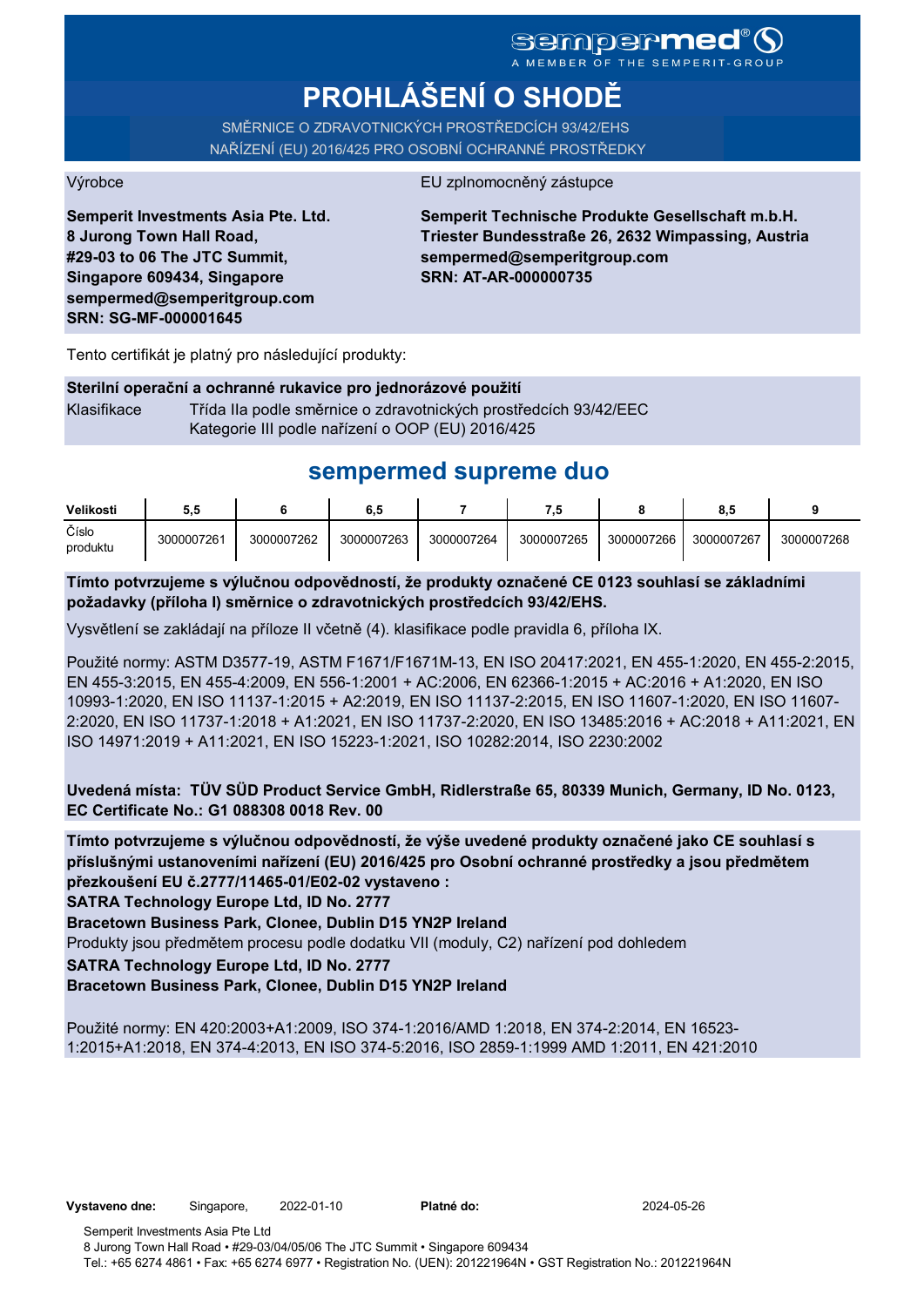sempermed®
A MEMBER OF THE SEMPERIT-GROUP

# PROHLÁŠENÍ O SHODĚ

SMĚRNICE O ZDRAVOTNICKÝCH PROSTŘEDCÍCH 93/42/EHS
NAŘÍZENÍ (EU) 2016/425 PRO OSOBNÍ OCHRANNÉ PROSTŘEDKY

Výrobce

**Semperit Investments Asia Pte. Ltd.**
**8 Jurong Town Hall Road,**
**#29-03 to 06 The JTC Summit,**
**Singapore 609434, Singapore**
**sempermed@semperitgroup.com**
**SRN: SG-MF-000001645**

EU zplnomocněný zástupce

**Semperit Technische Produkte Gesellschaft m.b.H.**
**Triester Bundesstraße 26, 2632 Wimpassing, Austria**
**sempermed@semperitgroup.com**
**SRN: AT-AR-000000735**

Tento certifikát je platný pro následující produkty:

**Sterilní operační a ochranné rukavice pro jednorázové použití**

Klasifikace Třída IIa podle směrnice o zdravotnických prostředcích 93/42/EEC
Kategorie III podle nařízení o OOP (EU) 2016/425

## sempermed supreme duo

| Velikosti | 5,5 | 6 | 6,5 | 7 | 7,5 | 8 | 8,5 | 9 |
|---|---|---|---|---|---|---|---|---|
| Číslo produktu | 3000007261 | 3000007262 | 3000007263 | 3000007264 | 3000007265 | 3000007266 | 3000007267 | 3000007268 |

**Tímto potvrzujeme s výlučnou odpovědností, že produkty označené CE 0123 souhlasí se základními požadavky (příloha I) směrnice o zdravotnických prostředcích 93/42/EHS.**

Vysvětlení se zakládají na příloze II včetně (4). klasifikace podle pravidla 6, příloha IX.

Použité normy: ASTM D3577-19, ASTM F1671/F1671M-13, EN ISO 20417:2021, EN 455-1:2020, EN 455-2:2015, EN 455-3:2015, EN 455-4:2009, EN 556-1:2001 + AC:2006, EN 62366-1:2015 + AC:2016 + A1:2020, EN ISO 10993-1:2020, EN ISO 11137-1:2015 + A2:2019, EN ISO 11137-2:2015, EN ISO 11607-1:2020, EN ISO 11607-2:2020, EN ISO 11737-1:2018 + A1:2021, EN ISO 11737-2:2020, EN ISO 13485:2016 + AC:2018 + A11:2021, EN ISO 14971:2019 + A11:2021, EN ISO 15223-1:2021, ISO 10282:2014, ISO 2230:2002

**Uvedená místa: TÜV SÜD Product Service GmbH, Ridlerstraße 65, 80339 Munich, Germany, ID No. 0123, EC Certificate No.: G1 088308 0018 Rev. 00**

**Tímto potvrzujeme s výlučnou odpovědností, že výše uvedené produkty označené jako CE souhlasí s příslušnými ustanoveními nařízení (EU) 2016/425 pro Osobní ochranné prostředky a jsou předmětem přezkoušení EU č.2777/11465-01/E02-02 vystaveno :**
**SATRA Technology Europe Ltd, ID No. 2777**
**Bracetown Business Park, Clonee, Dublin D15 YN2P Ireland**
Produkty jsou předmětem procesu podle dodatku VII (moduly, C2) nařízení pod dohledem
**SATRA Technology Europe Ltd, ID No. 2777**
**Bracetown Business Park, Clonee, Dublin D15 YN2P Ireland**

Použité normy: EN 420:2003+A1:2009, ISO 374-1:2016/AMD 1:2018, EN 374-2:2014, EN 16523-1:2015+A1:2018, EN 374-4:2013, EN ISO 374-5:2016, ISO 2859-1:1999 AMD 1:2011, EN 421:2010

**Vystaveno dne:** Singapore, 2022-01-10 **Platné do:** 2024-05-26

Semperit Investments Asia Pte Ltd
8 Jurong Town Hall Road • #29-03/04/05/06 The JTC Summit • Singapore 609434
Tel.: +65 6274 4861 • Fax: +65 6274 6977 • Registration No. (UEN): 201221964N • GST Registration No.: 201221964N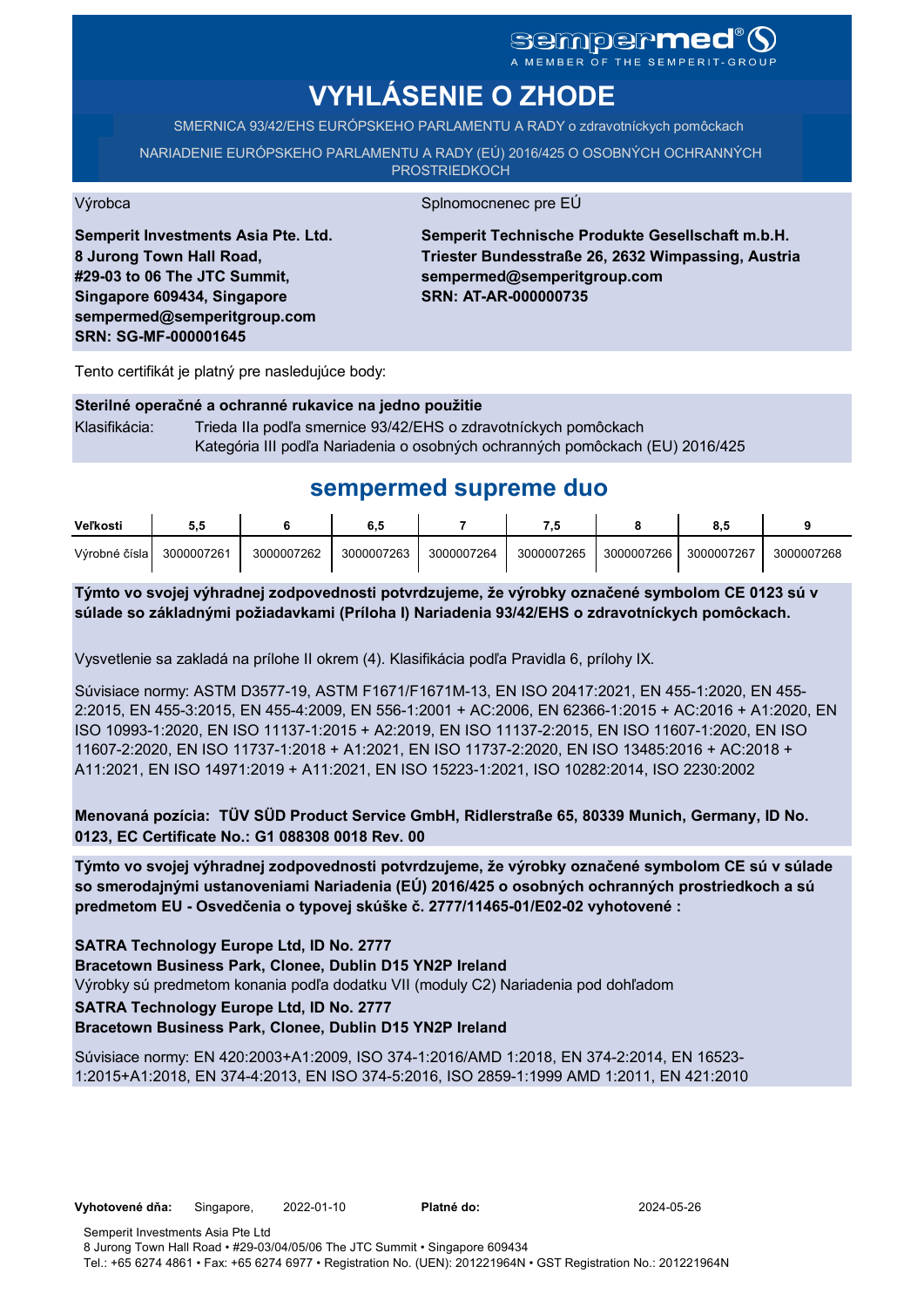sempermed®
A MEMBER OF THE SEMPERIT-GROUP

# VYHLÁSENIE O ZHODE

SMERNICA 93/42/EHS EURÓPSKEHO PARLAMENTU A RADY o zdravotníckych pomôckach

NARIADENIE EURÓPSKEHO PARLAMENTU A RADY (EÚ) 2016/425 O OSOBNÝCH OCHRANNÝCH PROSTRIEDKOCH

Výrobca

**Semperit Investments Asia Pte. Ltd.**
**8 Jurong Town Hall Road,**
**#29-03 to 06 The JTC Summit,**
**Singapore 609434, Singapore**
**sempermed@semperitgroup.com**
**SRN: SG-MF-000001645**

Splnomocnenec pre EÚ

**Semperit Technische Produkte Gesellschaft m.b.H.**
**Triester Bundesstraße 26, 2632 Wimpassing, Austria**
**sempermed@semperitgroup.com**
**SRN: AT-AR-000000735**

Tento certifikát je platný pre nasledujúce body:

**Sterilné operačné a ochranné rukavice na jedno použitie**

Klasifikácia: Trieda IIa podľa smernice 93/42/EHS o zdravotníckych pomôckach
Kategória III podľa Nariadenia o osobných ochranných pomôckach (EU) 2016/425

## sempermed supreme duo

| Veľkosti | 5,5 | 6 | 6,5 | 7 | 7,5 | 8 | 8,5 | 9 |
|---|---|---|---|---|---|---|---|---|
| Výrobné čísla | 3000007261 | 3000007262 | 3000007263 | 3000007264 | 3000007265 | 3000007266 | 3000007267 | 3000007268 |

**Týmto vo svojej výhradnej zodpovednosti potvrdzujeme, že výrobky označené symbolom CE 0123 sú v súlade so základnými požiadavkami (Príloha I) Nariadenia 93/42/EHS o zdravotníckych pomôckach.**

Vysvetlenie sa zakladá na prílohe II okrem (4). Klasifikácia podľa Pravidla 6, prílohy IX.

Súvisiace normy: ASTM D3577-19, ASTM F1671/F1671M-13, EN ISO 20417:2021, EN 455-1:2020, EN 455-2:2015, EN 455-3:2015, EN 455-4:2009, EN 556-1:2001 + AC:2006, EN 62366-1:2015 + AC:2016 + A1:2020, EN ISO 10993-1:2020, EN ISO 11137-1:2015 + A2:2019, EN ISO 11137-2:2015, EN ISO 11607-1:2020, EN ISO 11607-2:2020, EN ISO 11737-1:2018 + A1:2021, EN ISO 11737-2:2020, EN ISO 13485:2016 + AC:2018 + A11:2021, EN ISO 14971:2019 + A11:2021, EN ISO 15223-1:2021, ISO 10282:2014, ISO 2230:2002

**Menovaná pozícia: TÜV SÜD Product Service GmbH, Ridlerstraße 65, 80339 Munich, Germany, ID No. 0123, EC Certificate No.: G1 088308 0018 Rev. 00**

**Týmto vo svojej výhradnej zodpovednosti potvrdzujeme, že výrobky označené symbolom CE sú v súlade so smerodajnými ustanoveniami Nariadenia (EÚ) 2016/425 o osobných ochranných prostriedkoch a sú predmetom EU - Osvedčenia o typovej skúške č. 2777/11465-01/E02-02 vyhotovené :**

**SATRA Technology Europe Ltd, ID No. 2777**
**Bracetown Business Park, Clonee, Dublin D15 YN2P Ireland**
Výrobky sú predmetom konania podľa dodatku VII (moduly C2) Nariadenia pod dohľadom
**SATRA Technology Europe Ltd, ID No. 2777**
**Bracetown Business Park, Clonee, Dublin D15 YN2P Ireland**

Súvisiace normy: EN 420:2003+A1:2009, ISO 374-1:2016/AMD 1:2018, EN 374-2:2014, EN 16523-1:2015+A1:2018, EN 374-4:2013, EN ISO 374-5:2016, ISO 2859-1:1999 AMD 1:2011, EN 421:2010

**Vyhotovené dňa:** Singapore, 2022-01-10 **Platné do:** 2024-05-26

Semperit Investments Asia Pte Ltd
8 Jurong Town Hall Road • #29-03/04/05/06 The JTC Summit • Singapore 609434
Tel.: +65 6274 4861 • Fax: +65 6274 6977 • Registration No. (UEN): 201221964N • GST Registration No.: 201221964N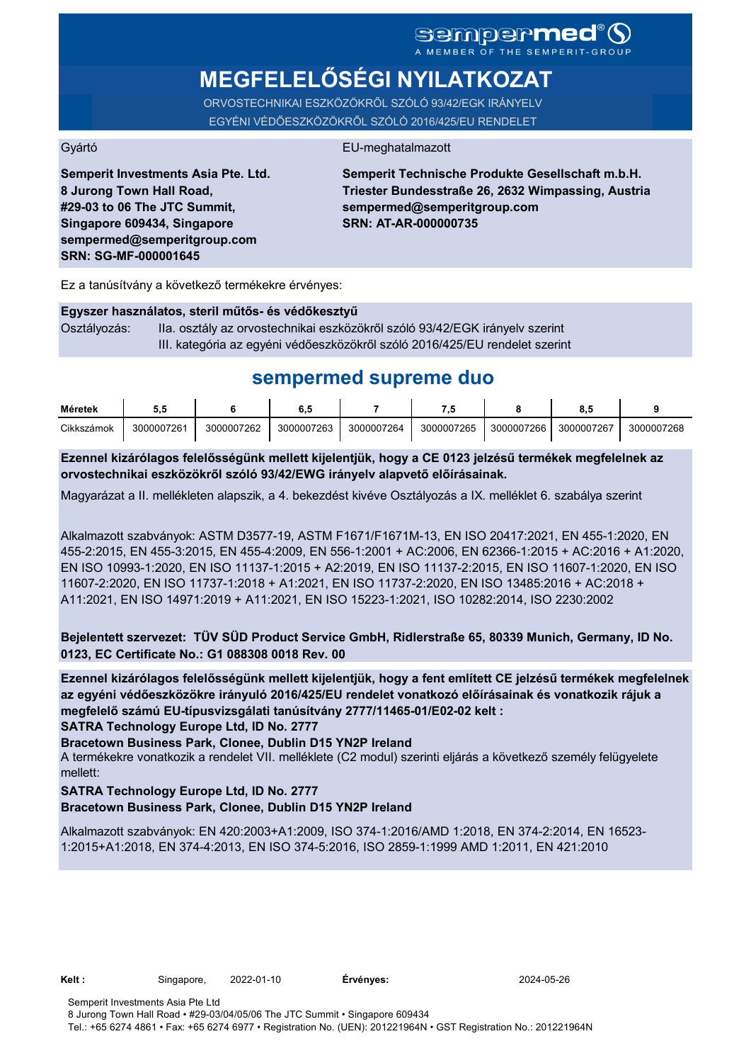sempermed®
A MEMBER OF THE SEMPERIT-GROUP

# MEGFELELŐSÉGI NYILATKOZAT

ORVOSTECHNIKAI ESZKÖZÖKRŐL SZÓLÓ 93/42/EGK IRÁNYELV
EGYÉNI VÉDŐESZKÖZÖKRŐL SZÓLÓ 2016/425/EU RENDELET

Gyártó

**Semperit Investments Asia Pte. Ltd.**
**8 Jurong Town Hall Road,**
**#29-03 to 06 The JTC Summit,**
**Singapore 609434, Singapore**
**sempermed@semperitgroup.com**
**SRN: SG-MF-000001645**

EU-meghatalmazott

**Semperit Technische Produkte Gesellschaft m.b.H.**
**Triester Bundesstraße 26, 2632 Wimpassing, Austria**
**sempermed@semperitgroup.com**
**SRN: AT-AR-000000735**

Ez a tanúsítvány a következő termékekre érvényes:

**Egyszer használatos, steril műtős- és védőkesztyű**

Osztályozás: IIa. osztály az orvostechnikai eszközökről szóló 93/42/EGK irányelv szerint
III. kategória az egyéni védőeszközökről szóló 2016/425/EU rendelet szerint

## sempermed supreme duo

| Méretek | 5,5 | 6 | 6,5 | 7 | 7,5 | 8 | 8,5 | 9 |
|---|---|---|---|---|---|---|---|---|
| Cikkszámok | 3000007261 | 3000007262 | 3000007263 | 3000007264 | 3000007265 | 3000007266 | 3000007267 | 3000007268 |

**Ezennel kizárólagos felelősségünk mellett kijelentjük, hogy a CE 0123 jelzésű termékek megfelelnek az orvostechnikai eszközökről szóló 93/42/EWG irányelv alapvető előírásainak.**

Magyarázat a II. mellékleten alapszik, a 4. bekezdést kivéve Osztályozás a IX. melléklet 6. szabálya szerint

Alkalmazott szabványok: ASTM D3577-19, ASTM F1671/F1671M-13, EN ISO 20417:2021, EN 455-1:2020, EN 455-2:2015, EN 455-3:2015, EN 455-4:2009, EN 556-1:2001 + AC:2006, EN 62366-1:2015 + AC:2016 + A1:2020, EN ISO 10993-1:2020, EN ISO 11137-1:2015 + A2:2019, EN ISO 11137-2:2015, EN ISO 11607-1:2020, EN ISO 11607-2:2020, EN ISO 11737-1:2018 + A1:2021, EN ISO 11737-2:2020, EN ISO 13485:2016 + AC:2018 + A11:2021, EN ISO 14971:2019 + A11:2021, EN ISO 15223-1:2021, ISO 10282:2014, ISO 2230:2002

**Bejelentett szervezet: TÜV SÜD Product Service GmbH, Ridlerstraße 65, 80339 Munich, Germany, ID No. 0123, EC Certificate No.: G1 088308 0018 Rev. 00**

**Ezennel kizárólagos felelősségünk mellett kijelentjük, hogy a fent említett CE jelzésű termékek megfelelnek az egyéni védőeszközökre irányuló 2016/425/EU rendelet vonatkozó előírásainak és vonatkozik rájuk a megfelelő számú EU-típusvizsgálati tanúsítvány 2777/11465-01/E02-02 kelt :**
**SATRA Technology Europe Ltd, ID No. 2777**
**Bracetown Business Park, Clonee, Dublin D15 YN2P Ireland**
A termékekre vonatkozik a rendelet VII. melléklete (C2 modul) szerinti eljárás a következő személy felügyelete mellett:
**SATRA Technology Europe Ltd, ID No. 2777**
**Bracetown Business Park, Clonee, Dublin D15 YN2P Ireland**

Alkalmazott szabványok: EN 420:2003+A1:2009, ISO 374-1:2016/AMD 1:2018, EN 374-2:2014, EN 16523-1:2015+A1:2018, EN 374-4:2013, EN ISO 374-5:2016, ISO 2859-1:1999 AMD 1:2011, EN 421:2010

**Kelt :** Singapore, 2022-01-10 **Érvényes:** 2024-05-26

Semperit Investments Asia Pte Ltd
8 Jurong Town Hall Road • #29-03/04/05/06 The JTC Summit • Singapore 609434
Tel.: +65 6274 4861 • Fax: +65 6274 6977 • Registration No. (UEN): 201221964N • GST Registration No.: 201221964N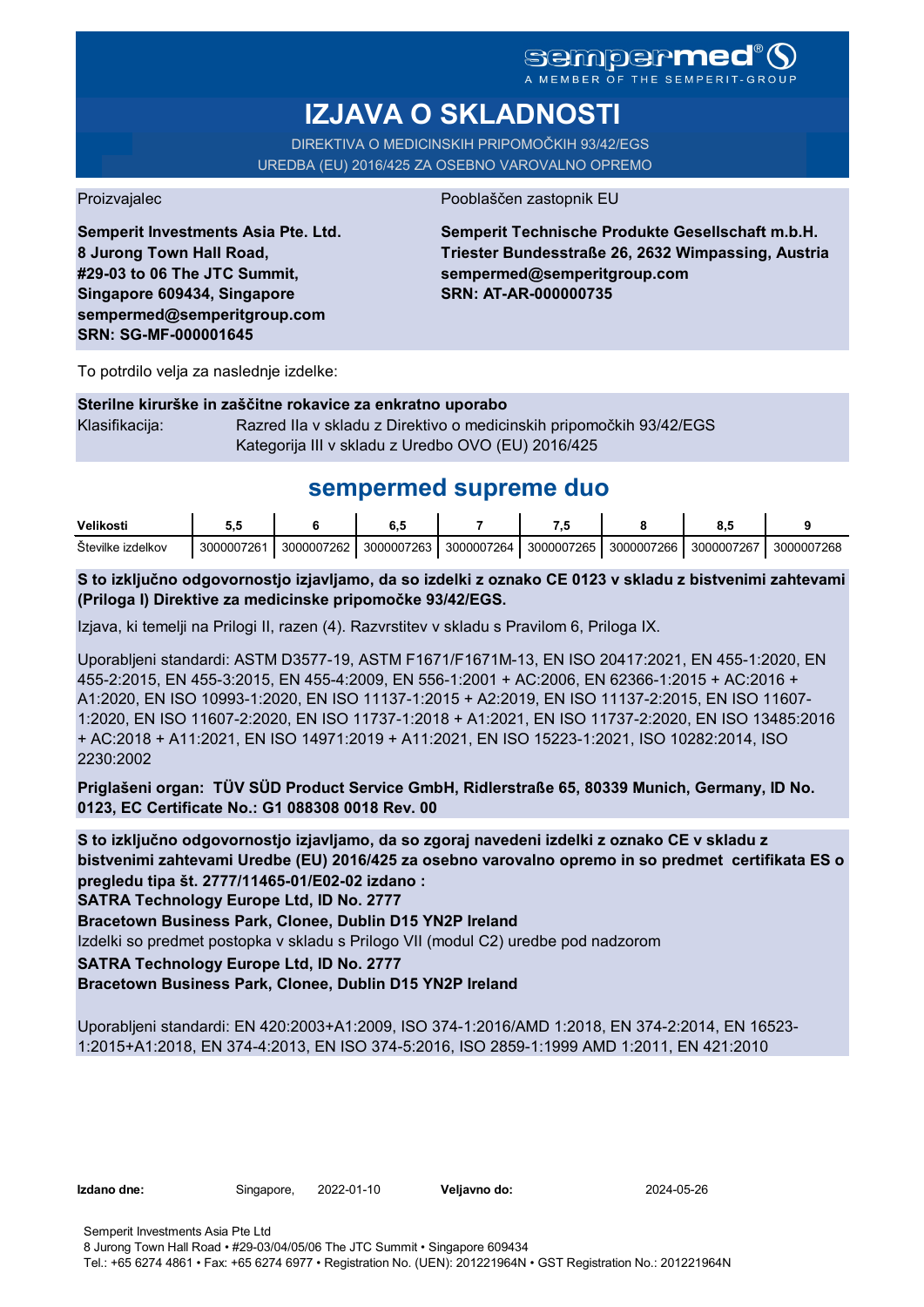sempermed®

A MEMBER OF THE SEMPERIT-GROUP

# IZJAVA O SKLADNOSTI

DIREKTIVA O MEDICINSKIH PRIPOMOČKIH 93/42/EGS

UREDBA (EU) 2016/425 ZA OSEBNO VAROVALNO OPREMO

Proizvajalec

**Semperit Investments Asia Pte. Ltd.**
**8 Jurong Town Hall Road,**
**#29-03 to 06 The JTC Summit,**
**Singapore 609434, Singapore**
**sempermed@semperitgroup.com**
**SRN: SG-MF-000001645**

Pooblaščen zastopnik EU

**Semperit Technische Produkte Gesellschaft m.b.H.**
**Triester Bundesstraße 26, 2632 Wimpassing, Austria**
**sempermed@semperitgroup.com**
**SRN: AT-AR-000000735**

To potrdilo velja za naslednje izdelke:

**Sterilne kirurške in zaščitne rokavice za enkratno uporabo**

Klasifikacija: Razred IIa v skladu z Direktivo o medicinskih pripomočkih 93/42/EGS
Kategorija III v skladu z Uredbo OVO (EU) 2016/425

## sempermed supreme duo

| Velikosti | 5,5 | 6 | 6,5 | 7 | 7,5 | 8 | 8,5 | 9 |
|---|---|---|---|---|---|---|---|---|
| Številke izdelkov | 3000007261 | 3000007262 | 3000007263 | 3000007264 | 3000007265 | 3000007266 | 3000007267 | 3000007268 |

**S to izključno odgovornostjo izjavljamo, da so izdelki z oznako CE 0123 v skladu z bistvenimi zahtevami (Priloga I) Direktive za medicinske pripomočke 93/42/EGS.**

Izjava, ki temelji na Prilogi II, razen (4). Razvrstitev v skladu s Pravilom 6, Priloga IX.

Uporabljeni standardi: ASTM D3577-19, ASTM F1671/F1671M-13, EN ISO 20417:2021, EN 455-1:2020, EN 455-2:2015, EN 455-3:2015, EN 455-4:2009, EN 556-1:2001 + AC:2006, EN 62366-1:2015 + AC:2016 + A1:2020, EN ISO 10993-1:2020, EN ISO 11137-1:2015 + A2:2019, EN ISO 11137-2:2015, EN ISO 11607-1:2020, EN ISO 11607-2:2020, EN ISO 11737-1:2018 + A1:2021, EN ISO 11737-2:2020, EN ISO 13485:2016 + AC:2018 + A11:2021, EN ISO 14971:2019 + A11:2021, EN ISO 15223-1:2021, ISO 10282:2014, ISO 2230:2002

**Priglašeni organ: TÜV SÜD Product Service GmbH, Ridlerstraße 65, 80339 Munich, Germany, ID No. 0123, EC Certificate No.: G1 088308 0018 Rev. 00**

**S to izključno odgovornostjo izjavljamo, da so zgoraj navedeni izdelki z oznako CE v skladu z bistvenimi zahtevami Uredbe (EU) 2016/425 za osebno varovalno opremo in so predmet certifikata ES o pregledu tipa št. 2777/11465-01/E02-02 izdano :**
**SATRA Technology Europe Ltd, ID No. 2777**
**Bracetown Business Park, Clonee, Dublin D15 YN2P Ireland**
Izdelki so predmet postopka v skladu s Prilogo VII (modul C2) uredbe pod nadzorom
**SATRA Technology Europe Ltd, ID No. 2777**
**Bracetown Business Park, Clonee, Dublin D15 YN2P Ireland**

Uporabljeni standardi: EN 420:2003+A1:2009, ISO 374-1:2016/AMD 1:2018, EN 374-2:2014, EN 16523-1:2015+A1:2018, EN 374-4:2013, EN ISO 374-5:2016, ISO 2859-1:1999 AMD 1:2011, EN 421:2010

**Izdano dne:** Singapore, 2022-01-10 **Veljavno do:** 2024-05-26

Semperit Investments Asia Pte Ltd
8 Jurong Town Hall Road • #29-03/04/05/06 The JTC Summit • Singapore 609434
Tel.: +65 6274 4861 • Fax: +65 6274 6977 • Registration No. (UEN): 201221964N • GST Registration No.: 201221964N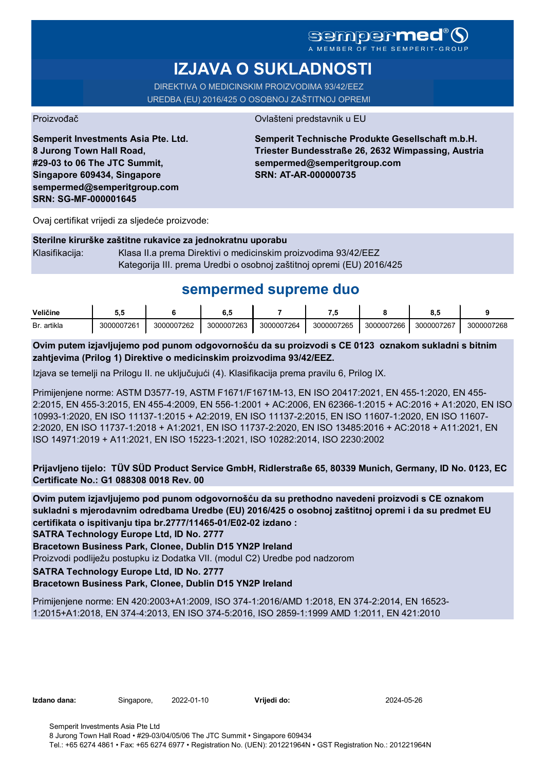sempermed®
A MEMBER OF THE SEMPERIT-GROUP

# IZJAVA O SUKLADNOSTI

DIREKTIVA O MEDICINSKIM PROIZVODIMA 93/42/EEZ
UREDBA (EU) 2016/425 O OSOBNOJ ZAŠTITNOJ OPREMI

Proizvođač

**Semperit Investments Asia Pte. Ltd.**
**8 Jurong Town Hall Road,**
**#29-03 to 06 The JTC Summit,**
**Singapore 609434, Singapore**
**sempermed@semperitgroup.com**
**SRN: SG-MF-000001645**

Ovlašteni predstavnik u EU

**Semperit Technische Produkte Gesellschaft m.b.H.**
**Triester Bundesstraße 26, 2632 Wimpassing, Austria**
**sempermed@semperitgroup.com**
**SRN: AT-AR-000000735**

Ovaj certifikat vrijedi za sljedeće proizvode:

**Sterilne kirurške zaštitne rukavice za jednokratnu uporabu**

Klasifikacija: Klasa II.a prema Direktivi o medicinskim proizvodima 93/42/EEZ
Kategorija III. prema Uredbi o osobnoj zaštitnoj opremi (EU) 2016/425

## sempermed supreme duo

| Veličine | 5,5 | 6 | 6,5 | 7 | 7,5 | 8 | 8,5 | 9 |
|---|---|---|---|---|---|---|---|---|
| Br. artikla | 3000007261 | 3000007262 | 3000007263 | 3000007264 | 3000007265 | 3000007266 | 3000007267 | 3000007268 |

**Ovim putem izjavljujemo pod punom odgovornošću da su proizvodi s CE 0123 oznakom sukladni s bitnim zahtjevima (Prilog 1) Direktive o medicinskim proizvodima 93/42/EEZ.**

Izjava se temelji na Prilogu II. ne uključujući (4). Klasifikacija prema pravilu 6, Prilog IX.

Primijenjene norme: ASTM D3577-19, ASTM F1671/F1671M-13, EN ISO 20417:2021, EN 455-1:2020, EN 455-2:2015, EN 455-3:2015, EN 455-4:2009, EN 556-1:2001 + AC:2006, EN 62366-1:2015 + AC:2016 + A1:2020, EN ISO 10993-1:2020, EN ISO 11137-1:2015 + A2:2019, EN ISO 11137-2:2015, EN ISO 11607-1:2020, EN ISO 11607-2:2020, EN ISO 11737-1:2018 + A1:2021, EN ISO 11737-2:2020, EN ISO 13485:2016 + AC:2018 + A11:2021, EN ISO 14971:2019 + A11:2021, EN ISO 15223-1:2021, ISO 10282:2014, ISO 2230:2002

**Prijavljeno tijelo: TÜV SÜD Product Service GmbH, Ridlerstraße 65, 80339 Munich, Germany, ID No. 0123, EC Certificate No.: G1 088308 0018 Rev. 00**

**Ovim putem izjavljujemo pod punom odgovornošću da su prethodno navedeni proizvodi s CE oznakom sukladni s mjerodavnim odredbama Uredbe (EU) 2016/425 o osobnoj zaštitnoj opremi i da su predmet EU certifikata o ispitivanju tipa br.2777/11465-01/E02-02 izdano :**

**SATRA Technology Europe Ltd, ID No. 2777**

**Bracetown Business Park, Clonee, Dublin D15 YN2P Ireland**

Proizvodi podliježu postupku iz Dodatka VII. (modul C2) Uredbe pod nadzorom

**SATRA Technology Europe Ltd, ID No. 2777**

**Bracetown Business Park, Clonee, Dublin D15 YN2P Ireland**

Primijenjene norme: EN 420:2003+A1:2009, ISO 374-1:2016/AMD 1:2018, EN 374-2:2014, EN 16523-1:2015+A1:2018, EN 374-4:2013, EN ISO 374-5:2016, ISO 2859-1:1999 AMD 1:2011, EN 421:2010

**Izdano dana:** Singapore, 2022-01-10 **Vrijedi do:** 2024-05-26

Semperit Investments Asia Pte Ltd
8 Jurong Town Hall Road • #29-03/04/05/06 The JTC Summit • Singapore 609434
Tel.: +65 6274 4861 • Fax: +65 6274 6977 • Registration No. (UEN): 201221964N • GST Registration No.: 201221964N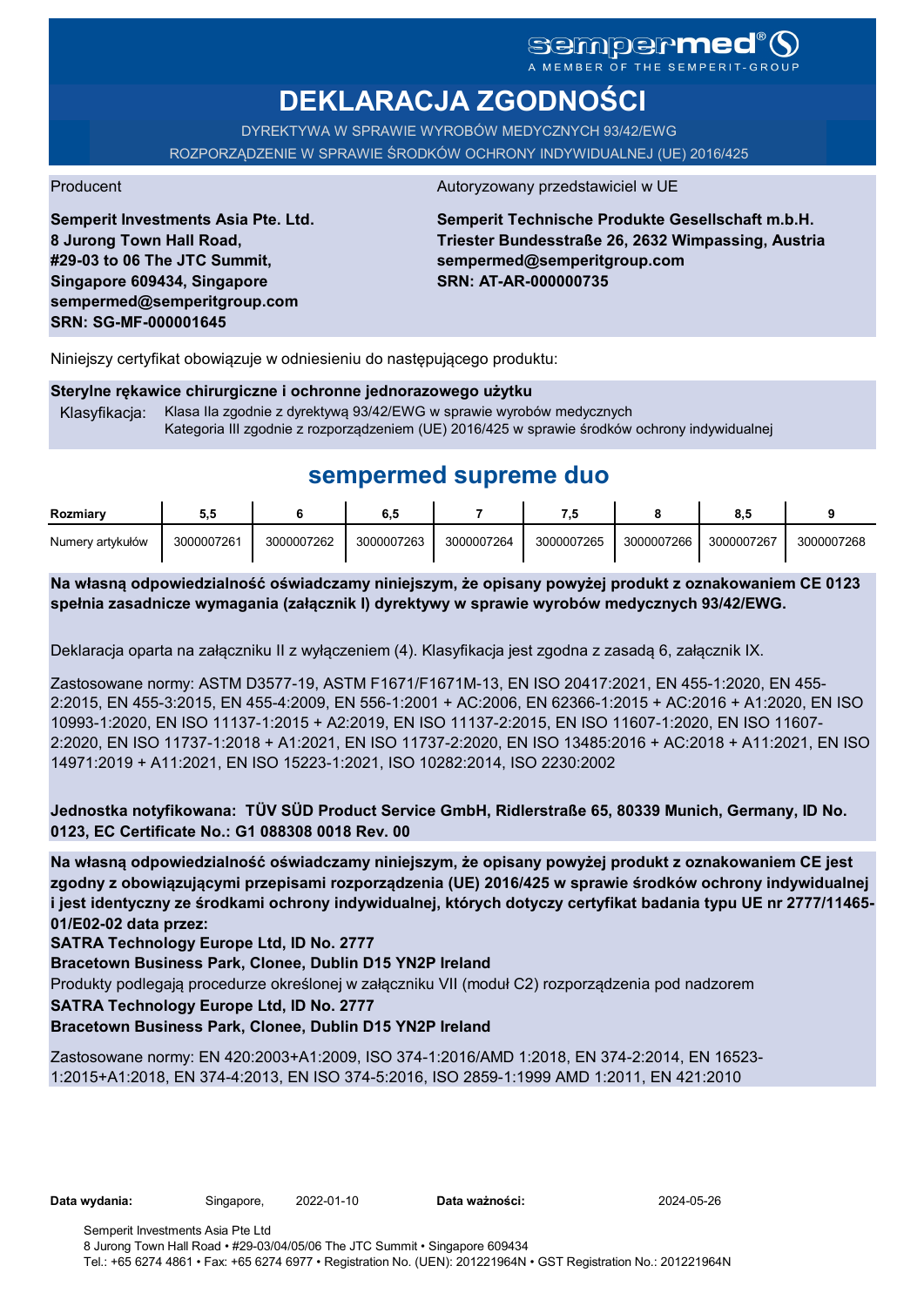sempermed®
A MEMBER OF THE SEMPERIT-GROUP

# DEKLARACJA ZGODNOŚCI

DYREKTYWA W SPRAWIE WYROBÓW MEDYCZNYCH 93/42/EWG
ROZPORZĄDZENIE W SPRAWIE ŚRODKÓW OCHRONY INDYWIDUALNEJ (UE) 2016/425

Producent

**Semperit Investments Asia Pte. Ltd.**
**8 Jurong Town Hall Road,**
**#29-03 to 06 The JTC Summit,**
**Singapore 609434, Singapore**
**sempermed@semperitgroup.com**
**SRN: SG-MF-000001645**

Autoryzowany przedstawiciel w UE

**Semperit Technische Produkte Gesellschaft m.b.H.**
**Triester Bundesstraße 26, 2632 Wimpassing, Austria**
**sempermed@semperitgroup.com**
**SRN: AT-AR-000000735**

Niniejszy certyfikat obowiązuje w odniesieniu do następującego produktu:

**Sterylne rękawice chirurgiczne i ochronne jednorazowego użytku**

Klasyfikacja: Klasa IIa zgodnie z dyrektywą 93/42/EWG w sprawie wyrobów medycznych
Kategoria III zgodnie z rozporządzeniem (UE) 2016/425 w sprawie środków ochrony indywidualnej

## sempermed supreme duo

| Rozmiary | 5,5 | 6 | 6,5 | 7 | 7,5 | 8 | 8,5 | 9 |
|---|---|---|---|---|---|---|---|---|
| Numery artykułów | 3000007261 | 3000007262 | 3000007263 | 3000007264 | 3000007265 | 3000007266 | 3000007267 | 3000007268 |

**Na własną odpowiedzialność oświadczamy niniejszym, że opisany powyżej produkt z oznakowaniem CE 0123 spełnia zasadnicze wymagania (załącznik I) dyrektywy w sprawie wyrobów medycznych 93/42/EWG.**

Deklaracja oparta na załączniku II z wyłączeniem (4). Klasyfikacja jest zgodna z zasadą 6, załącznik IX.

Zastosowane normy: ASTM D3577-19, ASTM F1671/F1671M-13, EN ISO 20417:2021, EN 455-1:2020, EN 455-2:2015, EN 455-3:2015, EN 455-4:2009, EN 556-1:2001 + AC:2006, EN 62366-1:2015 + AC:2016 + A1:2020, EN ISO 10993-1:2020, EN ISO 11137-1:2015 + A2:2019, EN ISO 11137-2:2015, EN ISO 11607-1:2020, EN ISO 11607-2:2020, EN ISO 11737-1:2018 + A1:2021, EN ISO 11737-2:2020, EN ISO 13485:2016 + AC:2018 + A11:2021, EN ISO 14971:2019 + A11:2021, EN ISO 15223-1:2021, ISO 10282:2014, ISO 2230:2002

**Jednostka notyfikowana: TÜV SÜD Product Service GmbH, Ridlerstraße 65, 80339 Munich, Germany, ID No. 0123, EC Certificate No.: G1 088308 0018 Rev. 00**

**Na własną odpowiedzialność oświadczamy niniejszym, że opisany powyżej produkt z oznakowaniem CE jest zgodny z obowiązującymi przepisami rozporządzenia (UE) 2016/425 w sprawie środków ochrony indywidualnej i jest identyczny ze środkami ochrony indywidualnej, których dotyczy certyfikat badania typu UE nr 2777/11465-01/E02-02 data przez:**
**SATRA Technology Europe Ltd, ID No. 2777**
**Bracetown Business Park, Clonee, Dublin D15 YN2P Ireland**
Produkty podlegają procedurze określonej w załączniku VII (moduł C2) rozporządzenia pod nadzorem
**SATRA Technology Europe Ltd, ID No. 2777**
**Bracetown Business Park, Clonee, Dublin D15 YN2P Ireland**

Zastosowane normy: EN 420:2003+A1:2009, ISO 374-1:2016/AMD 1:2018, EN 374-2:2014, EN 16523-1:2015+A1:2018, EN 374-4:2013, EN ISO 374-5:2016, ISO 2859-1:1999 AMD 1:2011, EN 421:2010

**Data wydania:** Singapore, 2022-01-10 **Data ważności:** 2024-05-26

Semperit Investments Asia Pte Ltd
8 Jurong Town Hall Road • #29-03/04/05/06 The JTC Summit • Singapore 609434
Tel.: +65 6274 4861 • Fax: +65 6274 6977 • Registration No. (UEN): 201221964N • GST Registration No.: 201221964N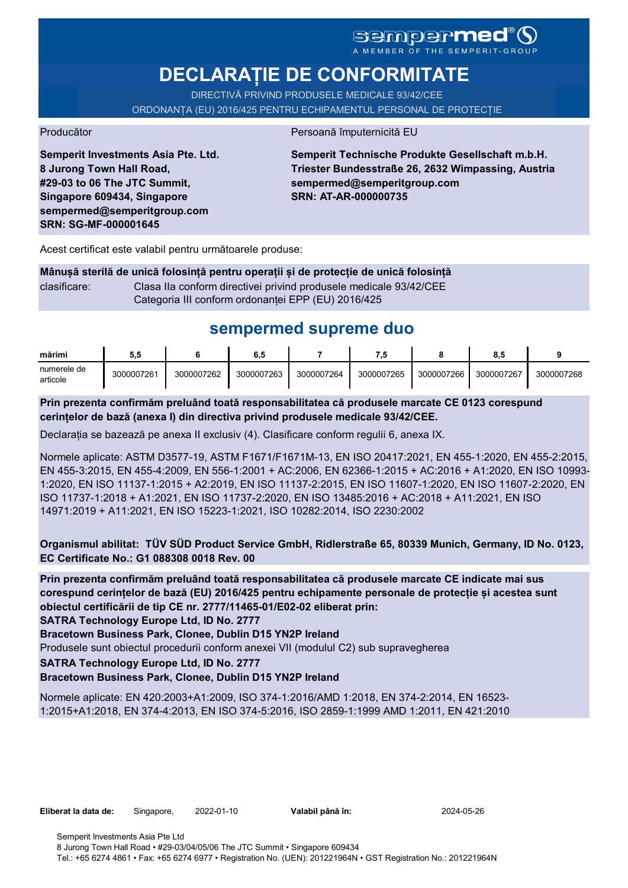sempermed®
A MEMBER OF THE SEMPERIT-GROUP

# DECLARAȚIE DE CONFORMITATE

DIRECTIVĂ PRIVIND PRODUSELE MEDICALE 93/42/CEE
ORDONANȚA (EU) 2016/425 PENTRU ECHIPAMENTUL PERSONAL DE PROTECȚIE

Producător

**Semperit Investments Asia Pte. Ltd.**
**8 Jurong Town Hall Road,**
**#29-03 to 06 The JTC Summit,**
**Singapore 609434, Singapore**
**sempermed@semperitgroup.com**
**SRN: SG-MF-000001645**

Persoană împuternicită EU

**Semperit Technische Produkte Gesellschaft m.b.H.**
**Triester Bundesstraße 26, 2632 Wimpassing, Austria**
**sempermed@semperitgroup.com**
**SRN: AT-AR-000000735**

Acest certificat este valabil pentru următoarele produse:

**Mânușă sterilă de unică folosință pentru operații și de protecție de unică folosință**

clasificare: Clasa IIa conform directivei privind produsele medicale 93/42/CEE
Categoria III conform ordonanței EPP (EU) 2016/425

## sempermed supreme duo

| mărimi | 5,5 | 6 | 6,5 | 7 | 7,5 | 8 | 8,5 | 9 |
|---|---|---|---|---|---|---|---|---|
| numerele de articole | 3000007261 | 3000007262 | 3000007263 | 3000007264 | 3000007265 | 3000007266 | 3000007267 | 3000007268 |

**Prin prezenta confirmăm preluând toată responsabilitatea că produsele marcate CE 0123 corespund cerințelor de bază (anexa I) din directiva privind produsele medicale 93/42/CEE.**

Declarația se bazează pe anexa II exclusiv (4). Clasificare conform regulii 6, anexa IX.

Normele aplicate: ASTM D3577-19, ASTM F1671/F1671M-13, EN ISO 20417:2021, EN 455-1:2020, EN 455-2:2015, EN 455-3:2015, EN 455-4:2009, EN 556-1:2001 + AC:2006, EN 62366-1:2015 + AC:2016 + A1:2020, EN ISO 10993-1:2020, EN ISO 11137-1:2015 + A2:2019, EN ISO 11137-2:2015, EN ISO 11607-1:2020, EN ISO 11607-2:2020, EN ISO 11737-1:2018 + A1:2021, EN ISO 11737-2:2020, EN ISO 13485:2016 + AC:2018 + A11:2021, EN ISO 14971:2019 + A11:2021, EN ISO 15223-1:2021, ISO 10282:2014, ISO 2230:2002

**Organismul abilitat: TÜV SÜD Product Service GmbH, Ridlerstraße 65, 80339 Munich, Germany, ID No. 0123, EC Certificate No.: G1 088308 0018 Rev. 00**

**Prin prezenta confirmăm preluând toată responsabilitatea că produsele marcate CE indicate mai sus corespund cerințelor de bază (EU) 2016/425 pentru echipamente personale de protecție și acestea sunt obiectul certificării de tip CE nr. 2777/11465-01/E02-02 eliberat prin:**
**SATRA Technology Europe Ltd, ID No. 2777**
**Bracetown Business Park, Clonee, Dublin D15 YN2P Ireland**
Produsele sunt obiectul procedurii conform anexei VII (modulul C2) sub supravegherea
**SATRA Technology Europe Ltd, ID No. 2777**
**Bracetown Business Park, Clonee, Dublin D15 YN2P Ireland**

Normele aplicate: EN 420:2003+A1:2009, ISO 374-1:2016/AMD 1:2018, EN 374-2:2014, EN 16523-1:2015+A1:2018, EN 374-4:2013, EN ISO 374-5:2016, ISO 2859-1:1999 AMD 1:2011, EN 421:2010

**Eliberat la data de:** Singapore, 2022-01-10 **Valabil până în:** 2024-05-26

Semperit Investments Asia Pte Ltd
8 Jurong Town Hall Road • #29-03/04/05/06 The JTC Summit • Singapore 609434
Tel.: +65 6274 4861 • Fax: +65 6274 6977 • Registration No. (UEN): 201221964N • GST Registration No.: 201221964N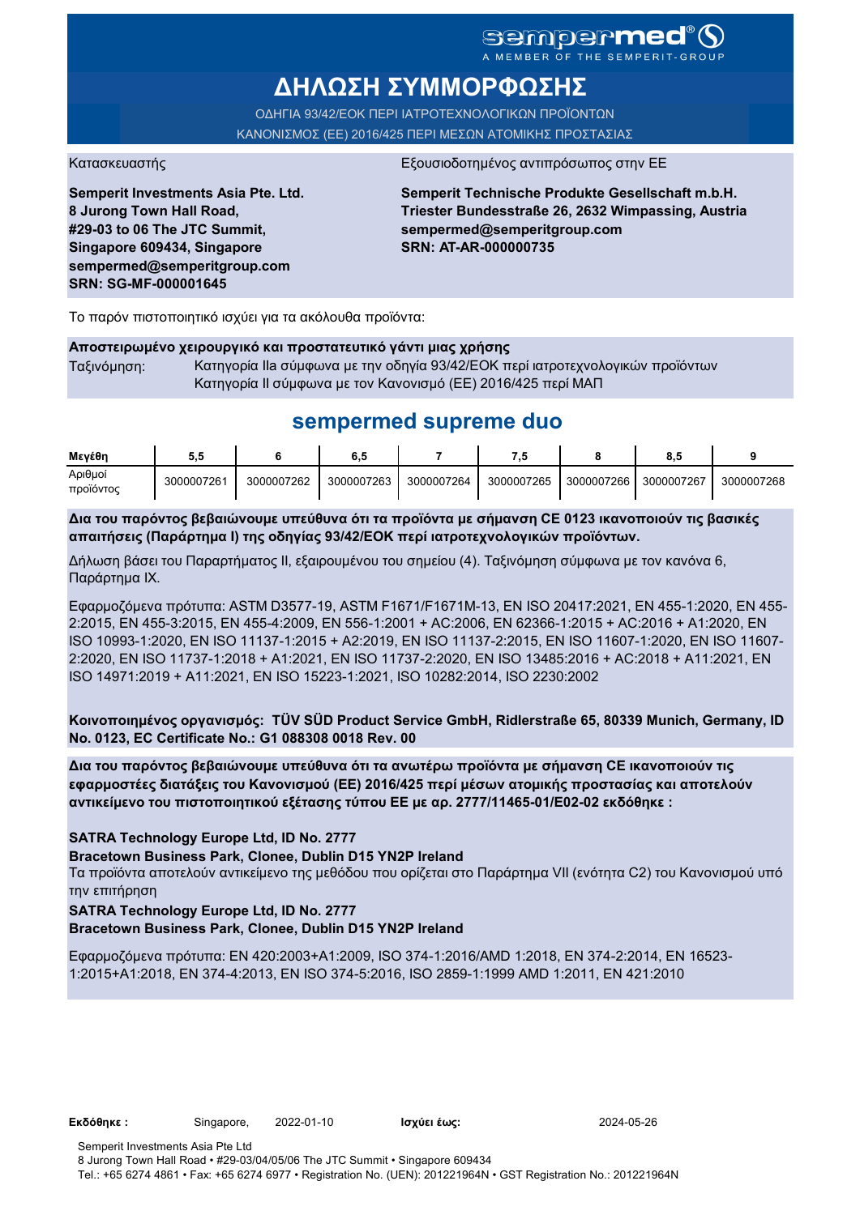sempermed®

A MEMBER OF THE SEMPERIT-GROUP

# ΔΗΛΩΣΗ ΣΥΜΜΟΡΦΩΣΗΣ

ΟΔΗΓΙΑ 93/42/ΕΟΚ ΠΕΡΙ ΙΑΤΡΟΤΕΧΝΟΛΟΓΙΚΩΝ ΠΡΟΪΟΝΤΩΝ

ΚΑΝΟΝΙΣΜΟΣ (ΕΕ) 2016/425 ΠΕΡΙ ΜΕΣΩΝ ΑΤΟΜΙΚΗΣ ΠΡΟΣΤΑΣΙΑΣ

Κατασκευαστής

**Semperit Investments Asia Pte. Ltd.**
**8 Jurong Town Hall Road,**
**#29-03 to 06 The JTC Summit,**
**Singapore 609434, Singapore**
**sempermed@semperitgroup.com**
**SRN: SG-MF-000001645**

Εξουσιοδοτημένος αντιπρόσωπος στην ΕΕ

**Semperit Technische Produkte Gesellschaft m.b.H.**
**Triester Bundesstraße 26, 2632 Wimpassing, Austria**
**sempermed@semperitgroup.com**
**SRN: AT-AR-000000735**

Το παρόν πιστοποιητικό ισχύει για τα ακόλουθα προϊόντα:

**Αποστειρωμένο χειρουργικό και προστατευτικό γάντι μιας χρήσης**

Ταξινόμηση: Κατηγορία IIa σύμφωνα με την οδηγία 93/42/ΕΟΚ περί ιατροτεχνολογικών προϊόντων
Κατηγορία II σύμφωνα με τον Κανονισμό (ΕΕ) 2016/425 περί ΜΑΠ

## sempermed supreme duo

| Μεγέθη | 5,5 | 6 | 6,5 | 7 | 7,5 | 8 | 8,5 | 9 |
|---|---|---|---|---|---|---|---|---|
| Αριθμοί προϊόντος | 3000007261 | 3000007262 | 3000007263 | 3000007264 | 3000007265 | 3000007266 | 3000007267 | 3000007268 |

**Δια του παρόντος βεβαιώνουμε υπεύθυνα ότι τα προϊόντα με σήμανση CE 0123 ικανοποιούν τις βασικές απαιτήσεις (Παράρτημα I) της οδηγίας 93/42/ΕΟΚ περί ιατροτεχνολογικών προϊόντων.**

Δήλωση βάσει του Παραρτήματος II, εξαιρουμένου του σημείου (4). Ταξινόμηση σύμφωνα με τον κανόνα 6, Παράρτημα IX.

Εφαρμοζόμενα πρότυπα: ASTM D3577-19, ASTM F1671/F1671M-13, EN ISO 20417:2021, EN 455-1:2020, EN 455-2:2015, EN 455-3:2015, EN 455-4:2009, EN 556-1:2001 + AC:2006, EN 62366-1:2015 + AC:2016 + A1:2020, EN ISO 10993-1:2020, EN ISO 11137-1:2015 + A2:2019, EN ISO 11137-2:2015, EN ISO 11607-1:2020, EN ISO 11607-2:2020, EN ISO 11737-1:2018 + A1:2021, EN ISO 11737-2:2020, EN ISO 13485:2016 + AC:2018 + A11:2021, EN ISO 14971:2019 + A11:2021, EN ISO 15223-1:2021, ISO 10282:2014, ISO 2230:2002

**Κοινοποιημένος οργανισμός: TÜV SÜD Product Service GmbH, Ridlerstraße 65, 80339 Munich, Germany, ID No. 0123, EC Certificate No.: G1 088308 0018 Rev. 00**

**Δια του παρόντος βεβαιώνουμε υπεύθυνα ότι τα ανωτέρω προϊόντα με σήμανση CE ικανοποιούν τις εφαρμοστέες διατάξεις του Κανονισμού (ΕΕ) 2016/425 περί μέσων ατομικής προστασίας και αποτελούν αντικείμενο του πιστοποιητικού εξέτασης τύπου ΕΕ με αρ. 2777/11465-01/E02-02 εκδόθηκε :**

**SATRA Technology Europe Ltd, ID No. 2777**
**Bracetown Business Park, Clonee, Dublin D15 YN2P Ireland**

Τα προϊόντα αποτελούν αντικείμενο της μεθόδου που ορίζεται στο Παράρτημα VII (ενότητα C2) του Κανονισμού υπό την επιτήρηση

**SATRA Technology Europe Ltd, ID No. 2777**
**Bracetown Business Park, Clonee, Dublin D15 YN2P Ireland**

Εφαρμοζόμενα πρότυπα: EN 420:2003+A1:2009, ISO 374-1:2016/AMD 1:2018, EN 374-2:2014, EN 16523-1:2015+A1:2018, EN 374-4:2013, EN ISO 374-5:2016, ISO 2859-1:1999 AMD 1:2011, EN 421:2010

**Εκδόθηκε :** Singapore, 2022-01-10 **Ισχύει έως:** 2024-05-26

Semperit Investments Asia Pte Ltd
8 Jurong Town Hall Road • #29-03/04/05/06 The JTC Summit • Singapore 609434
Tel.: +65 6274 4861 • Fax: +65 6274 6977 • Registration No. (UEN): 201221964N • GST Registration No.: 201221964N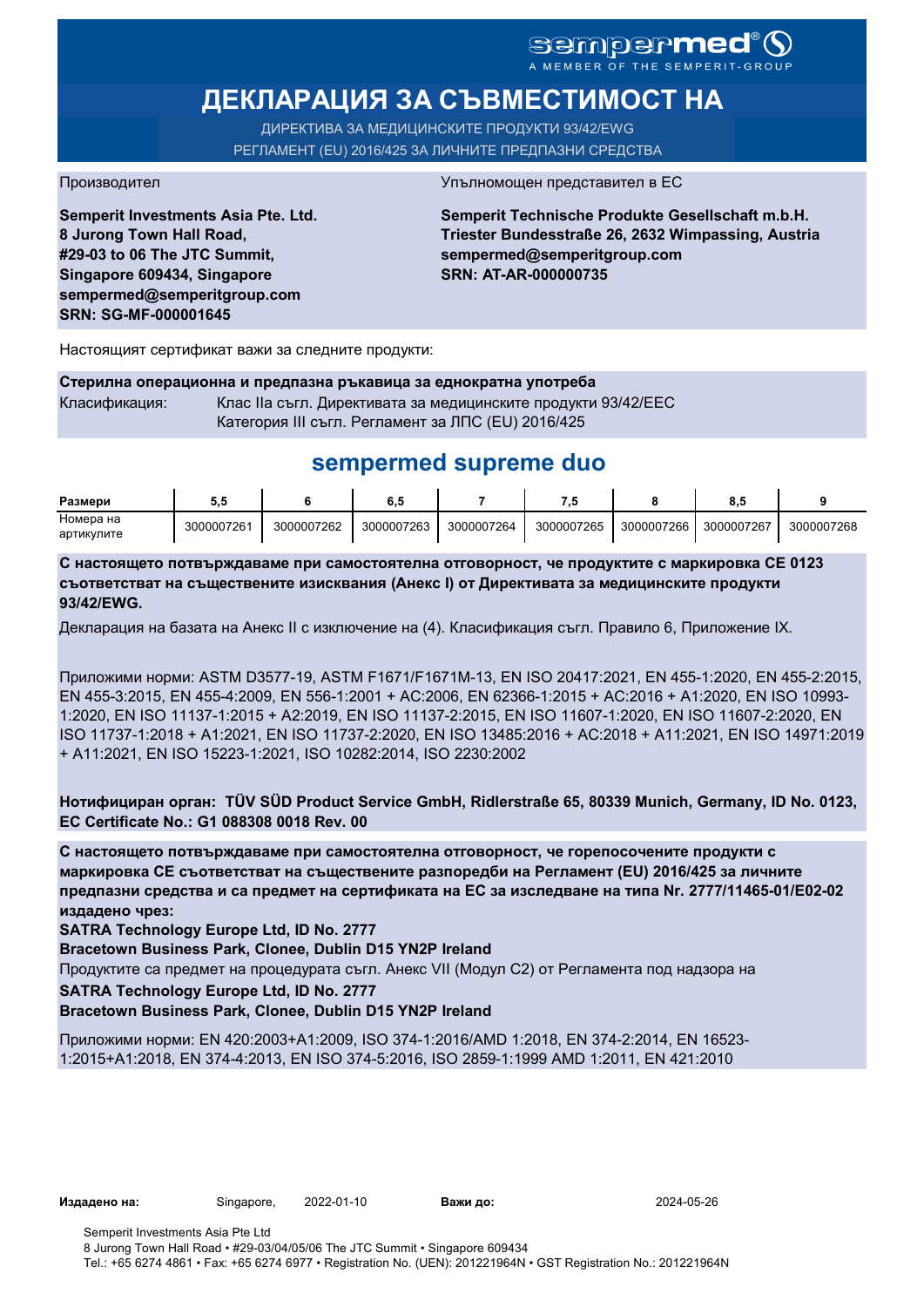sempermed®
A MEMBER OF THE SEMPERIT-GROUP

# ДЕКЛАРАЦИЯ ЗА СЪВМЕСТИМОСТ НА

ДИРЕКТИВА ЗА МЕДИЦИНСКИТЕ ПРОДУКТИ 93/42/EWG
РЕГЛАМЕНТ (EU) 2016/425 ЗА ЛИЧНИТЕ ПРЕДПАЗНИ СРЕДСТВА

Производител

**Semperit Investments Asia Pte. Ltd.**
**8 Jurong Town Hall Road,**
**#29-03 to 06 The JTC Summit,**
**Singapore 609434, Singapore**
**sempermed@semperitgroup.com**
**SRN: SG-MF-000001645**

Упълномощен представител в ЕС

**Semperit Technische Produkte Gesellschaft m.b.H.**
**Triester Bundesstraße 26, 2632 Wimpassing, Austria**
**sempermed@semperitgroup.com**
**SRN: AT-AR-000000735**

Настоящият сертификат важи за следните продукти:

**Стерилна операционна и предпазна ръкавица за еднократна употреба**

Класификация: Клас IIa съгл. Директивата за медицинските продукти 93/42/EEC
Категория III съгл. Регламент за ЛПС (EU) 2016/425

## sempermed supreme duo

| **Размери** | **5,5** | **6** | **6,5** | **7** | **7,5** | **8** | **8,5** | **9** |
|---|---|---|---|---|---|---|---|---|
| Номера на артикулите | 3000007261 | 3000007262 | 3000007263 | 3000007264 | 3000007265 | 3000007266 | 3000007267 | 3000007268 |

**С настоящето потвърждаваме при самостоятелна отговорност, че продуктите с маркировка CE 0123 съответстват на съществените изисквания (Анекс I) от Директивата за медицинските продукти 93/42/EWG.**

Декларация на базата на Анекс II с изключение на (4). Класификация съгл. Правило 6, Приложение IX.

Приложими норми: ASTM D3577-19, ASTM F1671/F1671M-13, EN ISO 20417:2021, EN 455-1:2020, EN 455-2:2015, EN 455-3:2015, EN 455-4:2009, EN 556-1:2001 + AC:2006, EN 62366-1:2015 + AC:2016 + A1:2020, EN ISO 10993-1:2020, EN ISO 11137-1:2015 + A2:2019, EN ISO 11137-2:2015, EN ISO 11607-1:2020, EN ISO 11607-2:2020, EN ISO 11737-1:2018 + A1:2021, EN ISO 11737-2:2020, EN ISO 13485:2016 + AC:2018 + A11:2021, EN ISO 14971:2019 + A11:2021, EN ISO 15223-1:2021, ISO 10282:2014, ISO 2230:2002

**Нотифициран орган: TÜV SÜD Product Service GmbH, Ridlerstraße 65, 80339 Munich, Germany, ID No. 0123, EC Certificate No.: G1 088308 0018 Rev. 00**

**С настоящето потвърждаваме при самостоятелна отговорност, че горепосочените продукти с маркировка CE съответстват на съществените разпоредби на Регламент (EU) 2016/425 за личните предпазни средства и са предмет на сертификата на ЕС за изследване на типа Nr. 2777/11465-01/E02-02 издадено чрез:**

**SATRA Technology Europe Ltd, ID No. 2777**
**Bracetown Business Park, Clonee, Dublin D15 YN2P Ireland**

Продуктите са предмет на процедурата съгл. Анекс VII (Модул C2) от Регламента под надзора на

**SATRA Technology Europe Ltd, ID No. 2777**
**Bracetown Business Park, Clonee, Dublin D15 YN2P Ireland**

Приложими норми: EN 420:2003+A1:2009, ISO 374-1:2016/AMD 1:2018, EN 374-2:2014, EN 16523-1:2015+A1:2018, EN 374-4:2013, EN ISO 374-5:2016, ISO 2859-1:1999 AMD 1:2011, EN 421:2010

**Издадено на:** Singapore, 2022-01-10 **Важи до:** 2024-05-26

Semperit Investments Asia Pte Ltd
8 Jurong Town Hall Road • #29-03/04/05/06 The JTC Summit • Singapore 609434
Tel.: +65 6274 4861 • Fax: +65 6274 6977 • Registration No. (UEN): 201221964N • GST Registration No.: 201221964N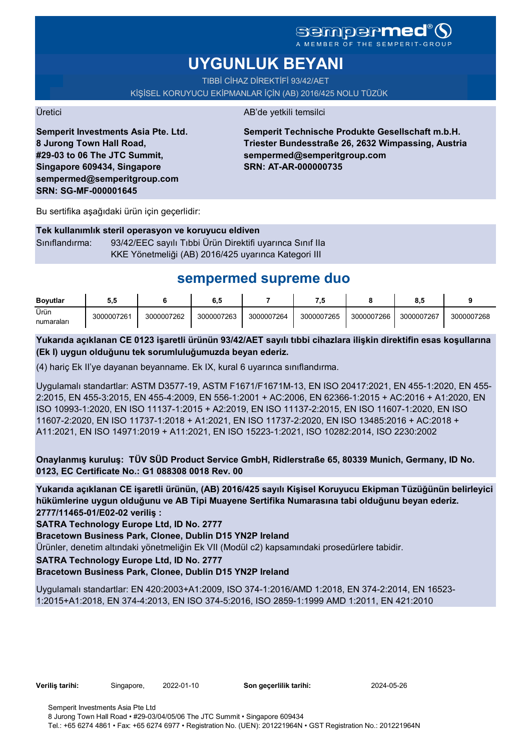sempermed® 
A MEMBER OF THE SEMPERIT-GROUP

# UYGUNLUK BEYANI

TIBBİ CİHAZ DİREKTİFİ 93/42/AET

KİŞİSEL KORUYUCU EKİPMANLAR İÇİN (AB) 2016/425 NOLU TÜZÜK

Üretici

**Semperit Investments Asia Pte. Ltd.**
**8 Jurong Town Hall Road,**
**#29-03 to 06 The JTC Summit,**
**Singapore 609434, Singapore**
**sempermed@semperitgroup.com**
**SRN: SG-MF-000001645**

AB'de yetkili temsilci

**Semperit Technische Produkte Gesellschaft m.b.H.**
**Triester Bundesstraße 26, 2632 Wimpassing, Austria**
**sempermed@semperitgroup.com**
**SRN: AT-AR-000000735**

Bu sertifika aşağıdaki ürün için geçerlidir:

**Tek kullanımlık steril operasyon ve koruyucu eldiven**

Sınıflandırma: 93/42/EEC sayılı Tıbbi Ürün Direktifi uyarınca Sınıf IIa
KKE Yönetmeliği (AB) 2016/425 uyarınca Kategori III

## sempermed supreme duo

| Boyutlar | 5,5 | 6 | 6,5 | 7 | 7,5 | 8 | 8,5 | 9 |
|---|---|---|---|---|---|---|---|---|
| Ürün numaraları | 3000007261 | 3000007262 | 3000007263 | 3000007264 | 3000007265 | 3000007266 | 3000007267 | 3000007268 |

**Yukarıda açıklanan CE 0123 işaretli ürünün 93/42/AET sayılı tıbbi cihazlara ilişkin direktifin esas koşullarına (Ek I) uygun olduğunu tek sorumluluğumuzda beyan ederiz.**

(4) hariç Ek II'ye dayanan beyanname. Ek IX, kural 6 uyarınca sınıflandırma.

Uygulamalı standartlar: ASTM D3577-19, ASTM F1671/F1671M-13, EN ISO 20417:2021, EN 455-1:2020, EN 455-2:2015, EN 455-3:2015, EN 455-4:2009, EN 556-1:2001 + AC:2006, EN 62366-1:2015 + AC:2016 + A1:2020, EN ISO 10993-1:2020, EN ISO 11137-1:2015 + A2:2019, EN ISO 11137-2:2015, EN ISO 11607-1:2020, EN ISO 11607-2:2020, EN ISO 11737-1:2018 + A1:2021, EN ISO 11737-2:2020, EN ISO 13485:2016 + AC:2018 + A11:2021, EN ISO 14971:2019 + A11:2021, EN ISO 15223-1:2021, ISO 10282:2014, ISO 2230:2002

**Onaylanmış kuruluş: TÜV SÜD Product Service GmbH, Ridlerstraße 65, 80339 Munich, Germany, ID No. 0123, EC Certificate No.: G1 088308 0018 Rev. 00**

**Yukarıda açıklanan CE işaretli ürünün, (AB) 2016/425 sayılı Kişisel Koruyucu Ekipman Tüzüğünün belirleyici hükümlerine uygun olduğunu ve AB Tipi Muayene Sertifika Numarasına tabi olduğunu beyan ederiz. 2777/11465-01/E02-02 veriliş :**

**SATRA Technology Europe Ltd, ID No. 2777**

**Bracetown Business Park, Clonee, Dublin D15 YN2P Ireland**

Ürünler, denetim altındaki yönetmeliğin Ek VII (Modül c2) kapsamındaki prosedürlere tabidir.

**SATRA Technology Europe Ltd, ID No. 2777**

**Bracetown Business Park, Clonee, Dublin D15 YN2P Ireland**

Uygulamalı standartlar: EN 420:2003+A1:2009, ISO 374-1:2016/AMD 1:2018, EN 374-2:2014, EN 16523-1:2015+A1:2018, EN 374-4:2013, EN ISO 374-5:2016, ISO 2859-1:1999 AMD 1:2011, EN 421:2010

**Veriliş tarihi:** Singapore, 2022-01-10 **Son geçerlilik tarihi:** 2024-05-26

Semperit Investments Asia Pte Ltd
8 Jurong Town Hall Road • #29-03/04/05/06 The JTC Summit • Singapore 609434
Tel.: +65 6274 4861 • Fax: +65 6274 6977 • Registration No. (UEN): 201221964N • GST Registration No.: 201221964N